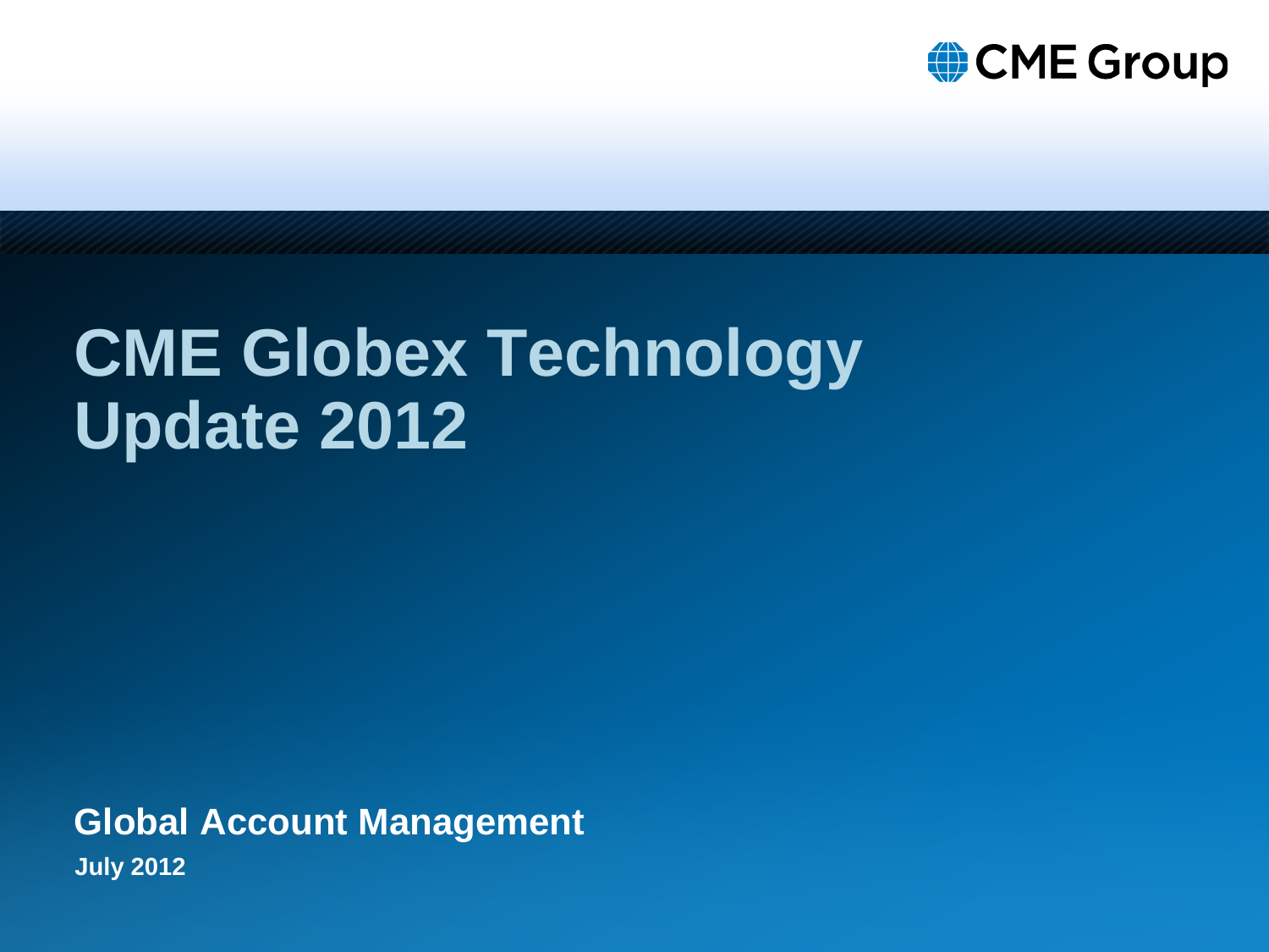CME Group

# CME Globex Technology Update 2012

**Global Account Management**

**July 2012**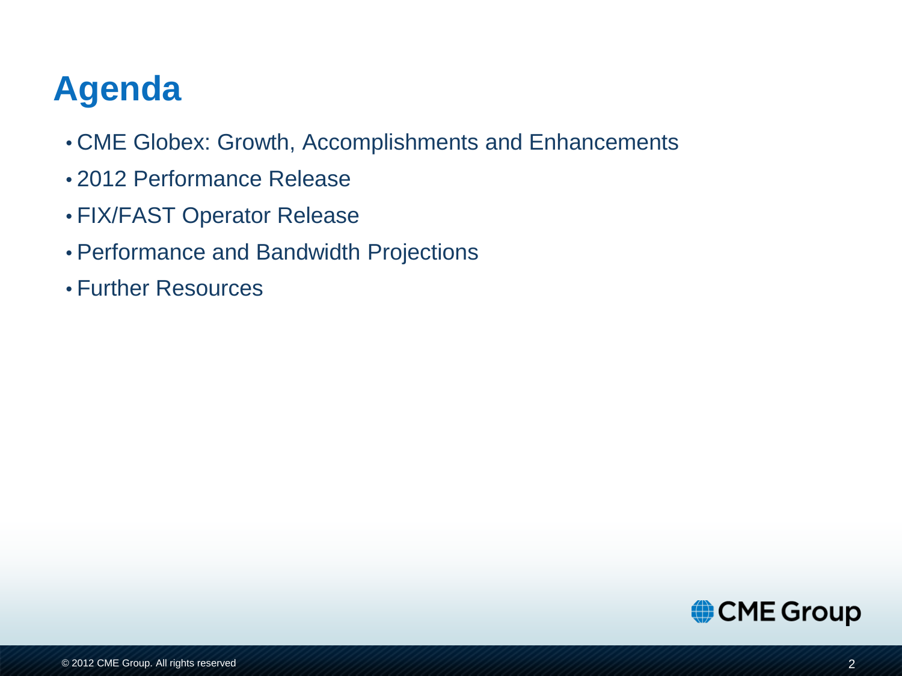# Agenda

- CME Globex: Growth, Accomplishments and Enhancements
- 2012 Performance Release
- FIX/FAST Operator Release
- Performance and Bandwidth Projections
- Further Resources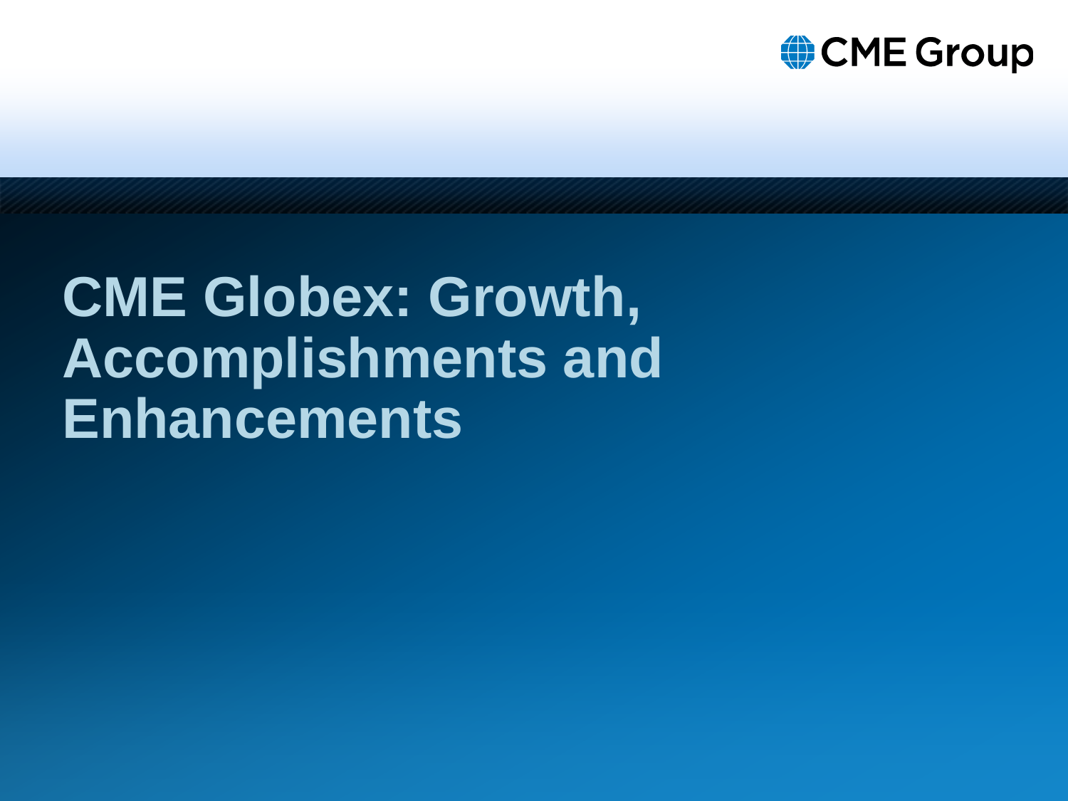CME Group

# CME Globex: Growth, Accomplishments and Enhancements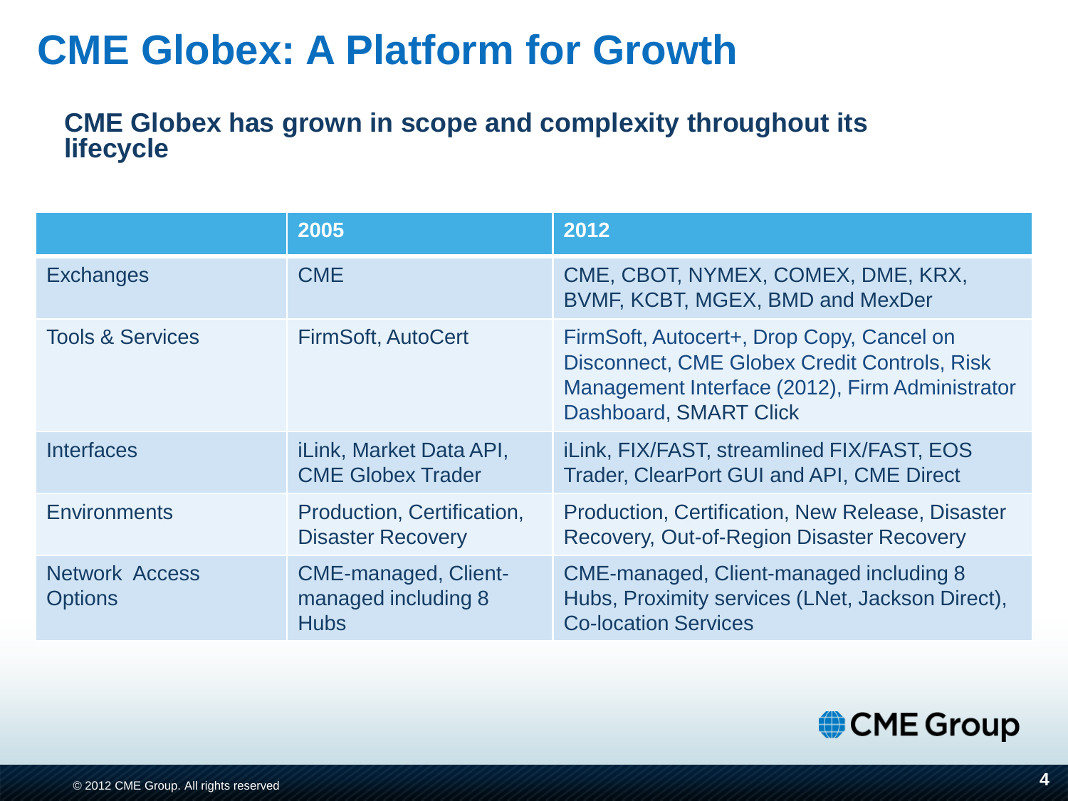# CME Globex: A Platform for Growth

**CME Globex has grown in scope and complexity throughout its lifecycle**

| | 2005 | 2012 |
|---|---|---|
| Exchanges | CME | CME, CBOT, NYMEX, COMEX, DME, KRX, BVMF, KCBT, MGEX, BMD and MexDer |
| Tools & Services | FirmSoft, AutoCert | FirmSoft, Autocert+, Drop Copy, Cancel on Disconnect, CME Globex Credit Controls, Risk Management Interface (2012), Firm Administrator Dashboard, SMART Click |
| Interfaces | iLink, Market Data API, CME Globex Trader | iLink, FIX/FAST, streamlined FIX/FAST, EOS Trader, ClearPort GUI and API, CME Direct |
| Environments | Production, Certification, Disaster Recovery | Production, Certification, New Release, Disaster Recovery, Out-of-Region Disaster Recovery |
| Network Access Options | CME-managed, Client-managed including 8 Hubs | CME-managed, Client-managed including 8 Hubs, Proximity services (LNet, Jackson Direct), Co-location Services |

CME Group

© 2012 CME Group. All rights reserved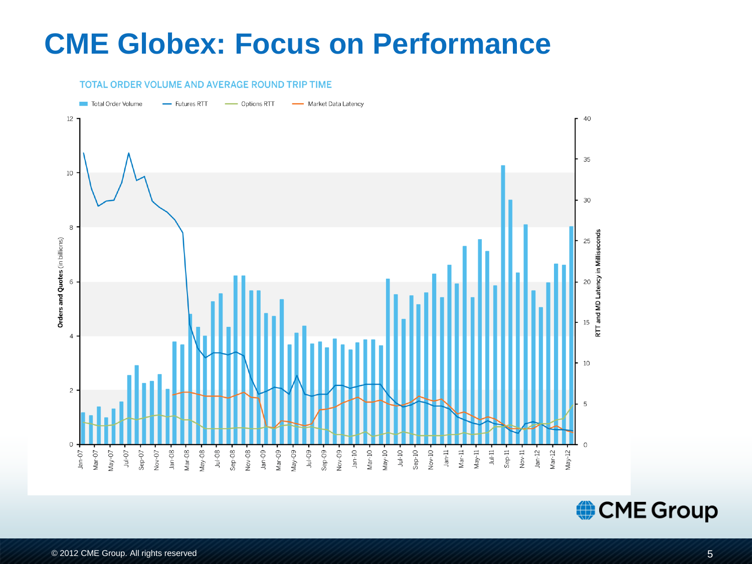# CME Globex: Focus on Performance

TOTAL ORDER VOLUME AND AVERAGE ROUND TRIP TIME

Total Order Volume
Futures RTT
Options RTT
Market Data Latency

Orders and Quotes (in billions)

0
2
4
6
8
10
12

RTT and MD Latency in Milliseconds

0
5
10
15
20
25
30
35
40

Jan-07
Mar-07
May-07
Jul-07
Sep-07
Nov-07
Jan-08
Mar-08
May-08
Jul-08
Sep-08
Nov-08
Jan-09
Mar-09
May-09
Jul-09
Sep-09
Nov-09
Jan-10
Mar-10
May-10
Jul-10
Sep-10
Nov-10
Jan-11
Mar-11
May-11
Jul-11
Sep-11
Nov-11
Jan-12
Mar-12
May-12

© 2012 CME Group. All rights reserved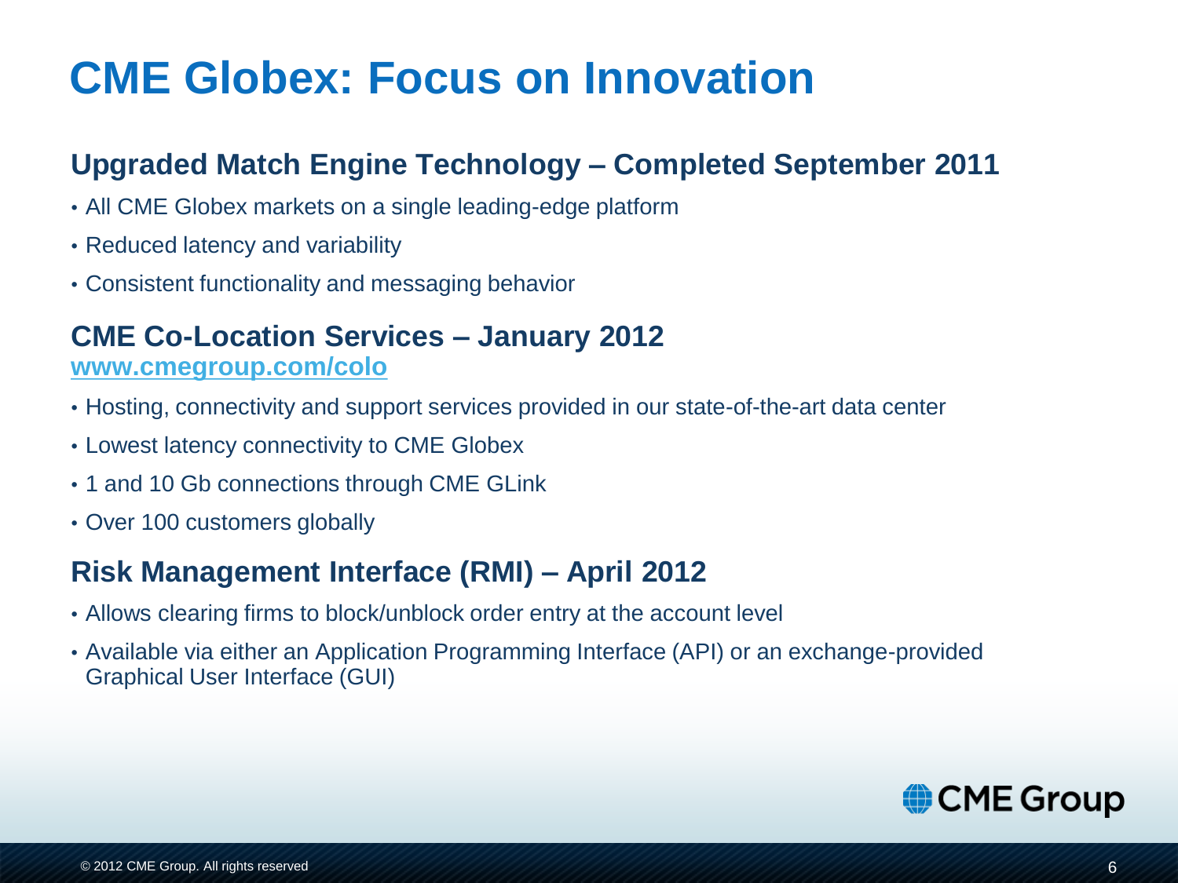# CME Globex: Focus on Innovation

## Upgraded Match Engine Technology – Completed September 2011

- All CME Globex markets on a single leading-edge platform
- Reduced latency and variability
- Consistent functionality and messaging behavior

## CME Co-Location Services – January 2012

**www.cmegroup.com/colo**

- Hosting, connectivity and support services provided in our state-of-the-art data center
- Lowest latency connectivity to CME Globex
- 1 and 10 Gb connections through CME GLink
- Over 100 customers globally

## Risk Management Interface (RMI) – April 2012

- Allows clearing firms to block/unblock order entry at the account level
- Available via either an Application Programming Interface (API) or an exchange-provided Graphical User Interface (GUI)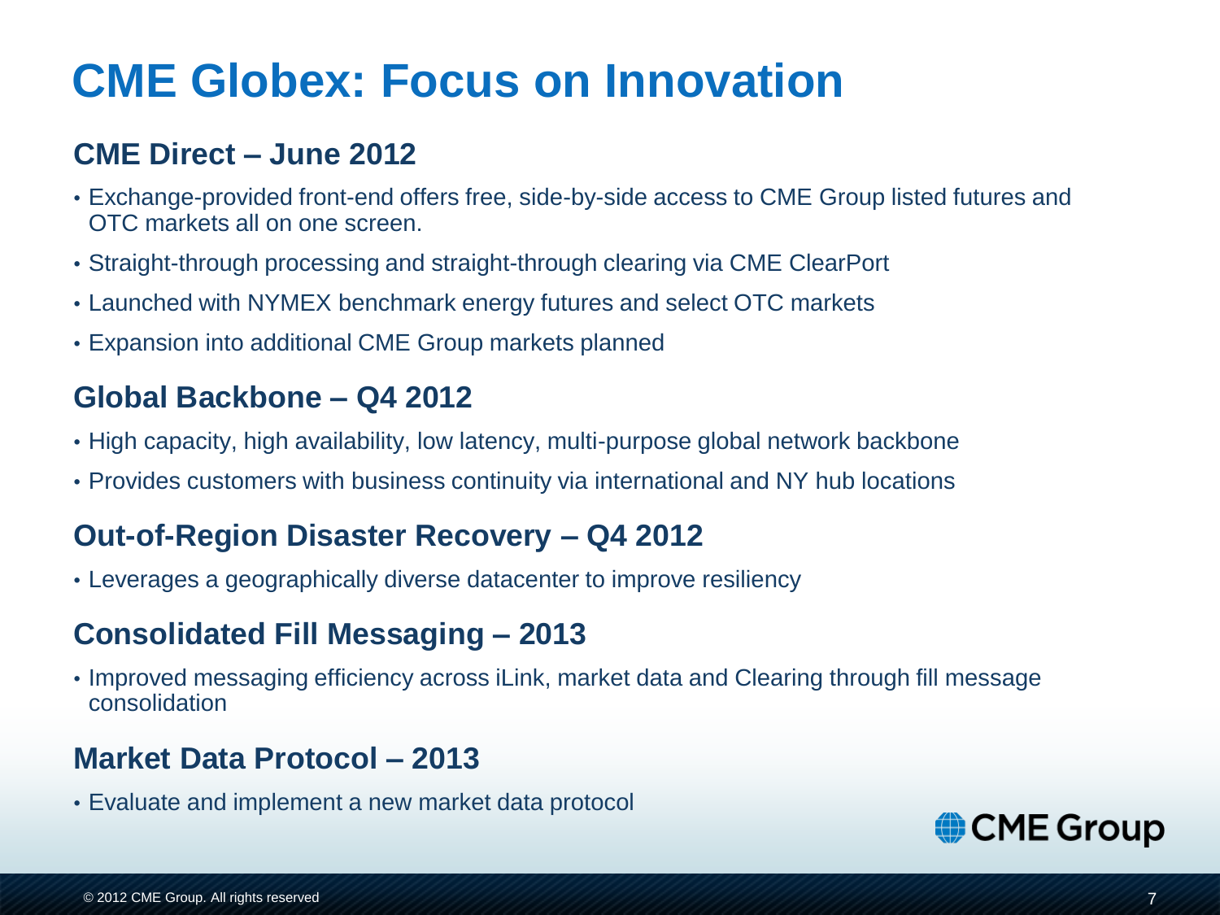# CME Globex: Focus on Innovation

## CME Direct – June 2012

- Exchange-provided front-end offers free, side-by-side access to CME Group listed futures and OTC markets all on one screen.
- Straight-through processing and straight-through clearing via CME ClearPort
- Launched with NYMEX benchmark energy futures and select OTC markets
- Expansion into additional CME Group markets planned

## Global Backbone – Q4 2012

- High capacity, high availability, low latency, multi-purpose global network backbone
- Provides customers with business continuity via international and NY hub locations

## Out-of-Region Disaster Recovery – Q4 2012

- Leverages a geographically diverse datacenter to improve resiliency

## Consolidated Fill Messaging – 2013

- Improved messaging efficiency across iLink, market data and Clearing through fill message consolidation

## Market Data Protocol – 2013

- Evaluate and implement a new market data protocol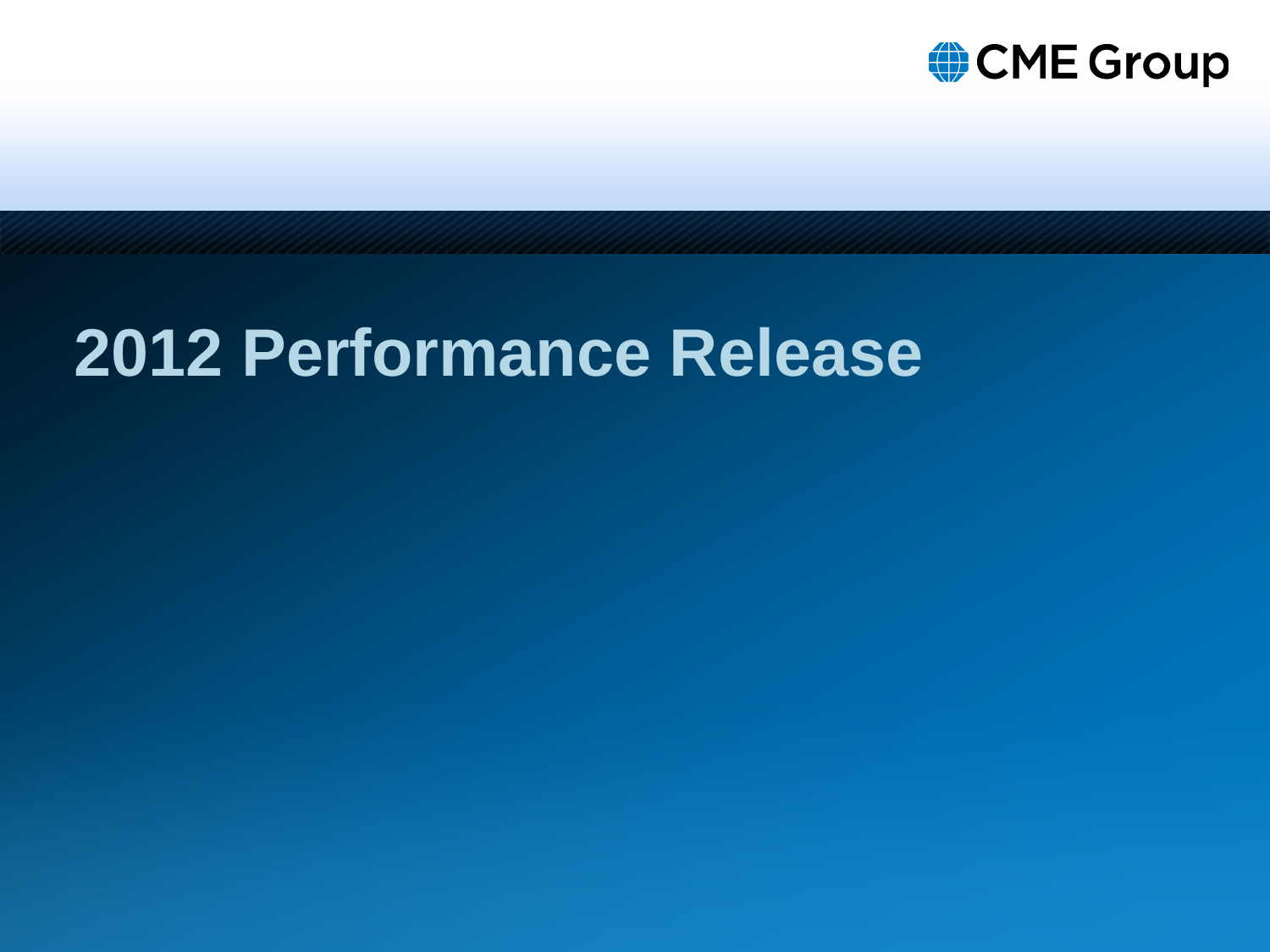# 2012 Performance Release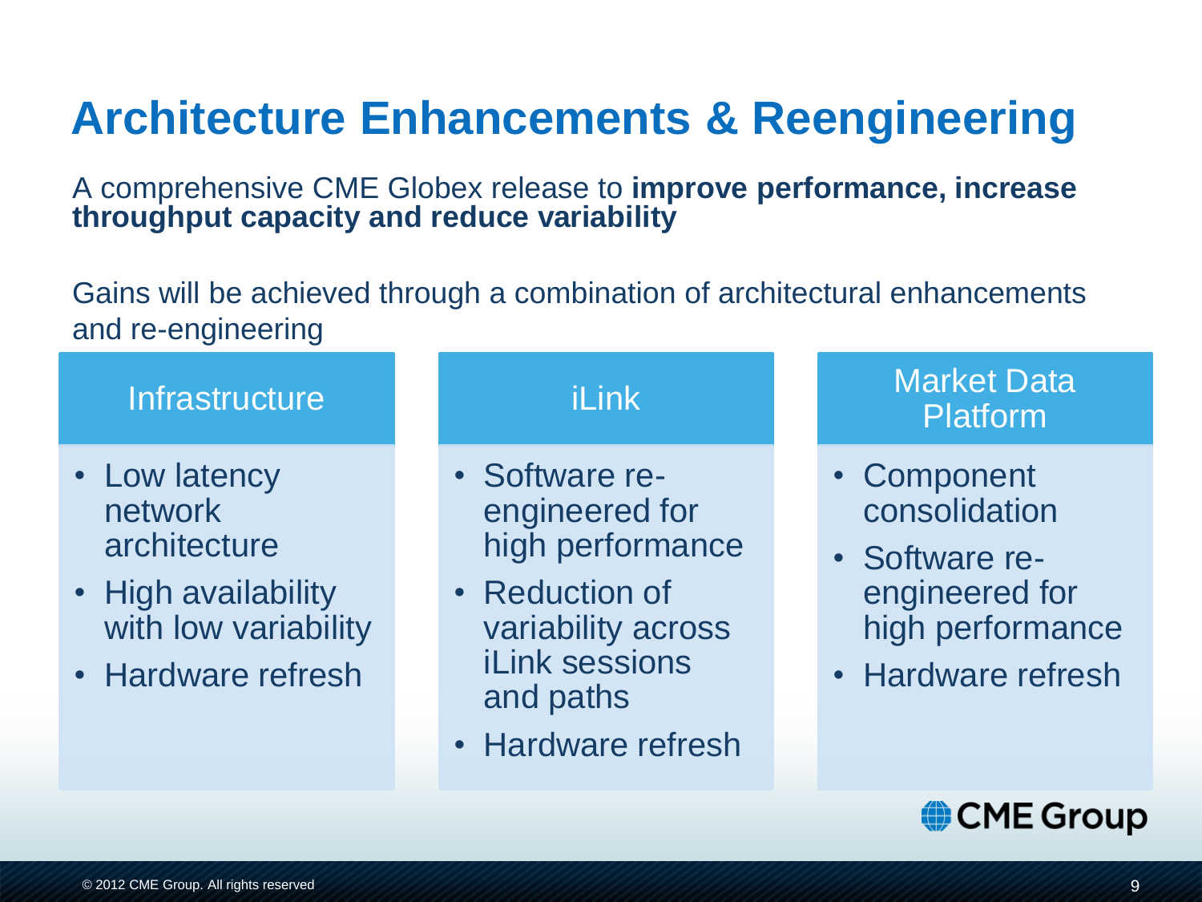# Architecture Enhancements & Reengineering

A comprehensive CME Globex release to **improve performance, increase throughput capacity and reduce variability**

Gains will be achieved through a combination of architectural enhancements and re-engineering

## Infrastructure

- Low latency network architecture
- High availability with low variability
- Hardware refresh

## iLink

- Software re-engineered for high performance
- Reduction of variability across iLink sessions and paths
- Hardware refresh

## Market Data Platform

- Component consolidation
- Software re-engineered for high performance
- Hardware refresh

CME Group

© 2012 CME Group. All rights reserved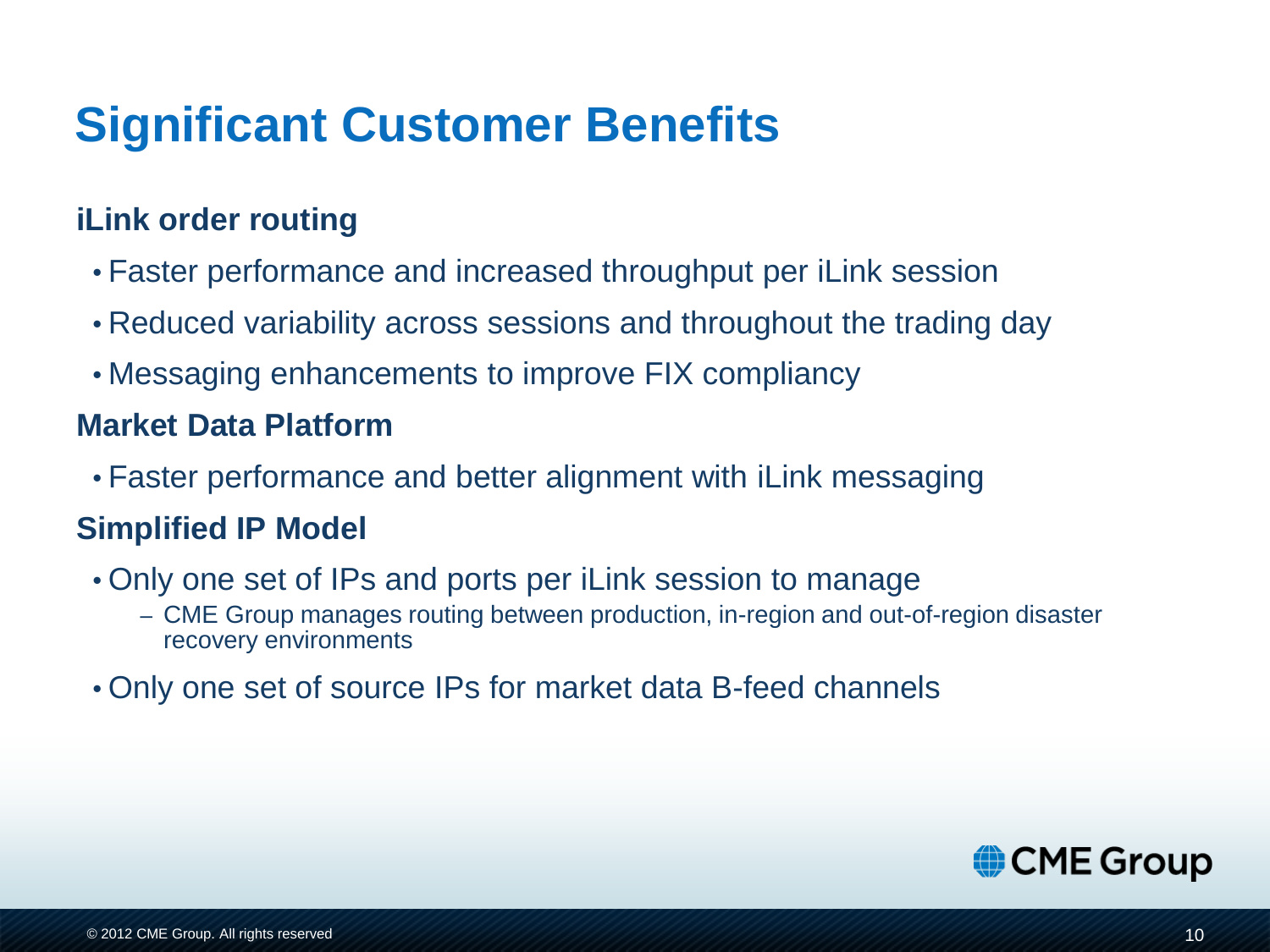# Significant Customer Benefits

**iLink order routing**

- Faster performance and increased throughput per iLink session
- Reduced variability across sessions and throughout the trading day
- Messaging enhancements to improve FIX compliancy

**Market Data Platform**

- Faster performance and better alignment with iLink messaging

**Simplified IP Model**

- Only one set of IPs and ports per iLink session to manage
  - CME Group manages routing between production, in-region and out-of-region disaster recovery environments
- Only one set of source IPs for market data B-feed channels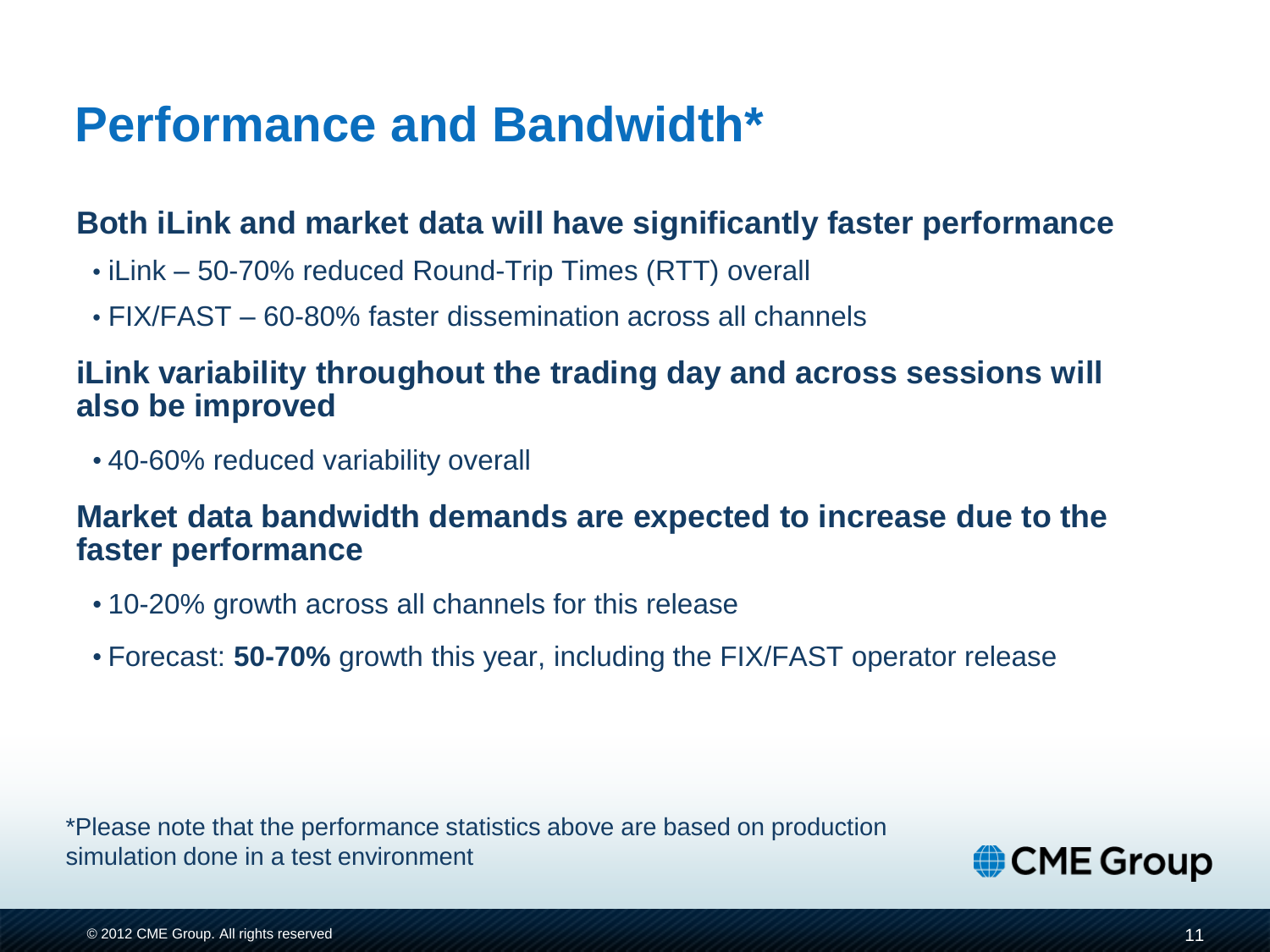# Performance and Bandwidth*

**Both iLink and market data will have significantly faster performance**

- iLink – 50-70% reduced Round-Trip Times (RTT) overall
- FIX/FAST – 60-80% faster dissemination across all channels

**iLink variability throughout the trading day and across sessions will also be improved**

- 40-60% reduced variability overall

**Market data bandwidth demands are expected to increase due to the faster performance**

- 10-20% growth across all channels for this release
- Forecast: **50-70%** growth this year, including the FIX/FAST operator release

*Please note that the performance statistics above are based on production simulation done in a test environment

CME Group

© 2012 CME Group. All rights reserved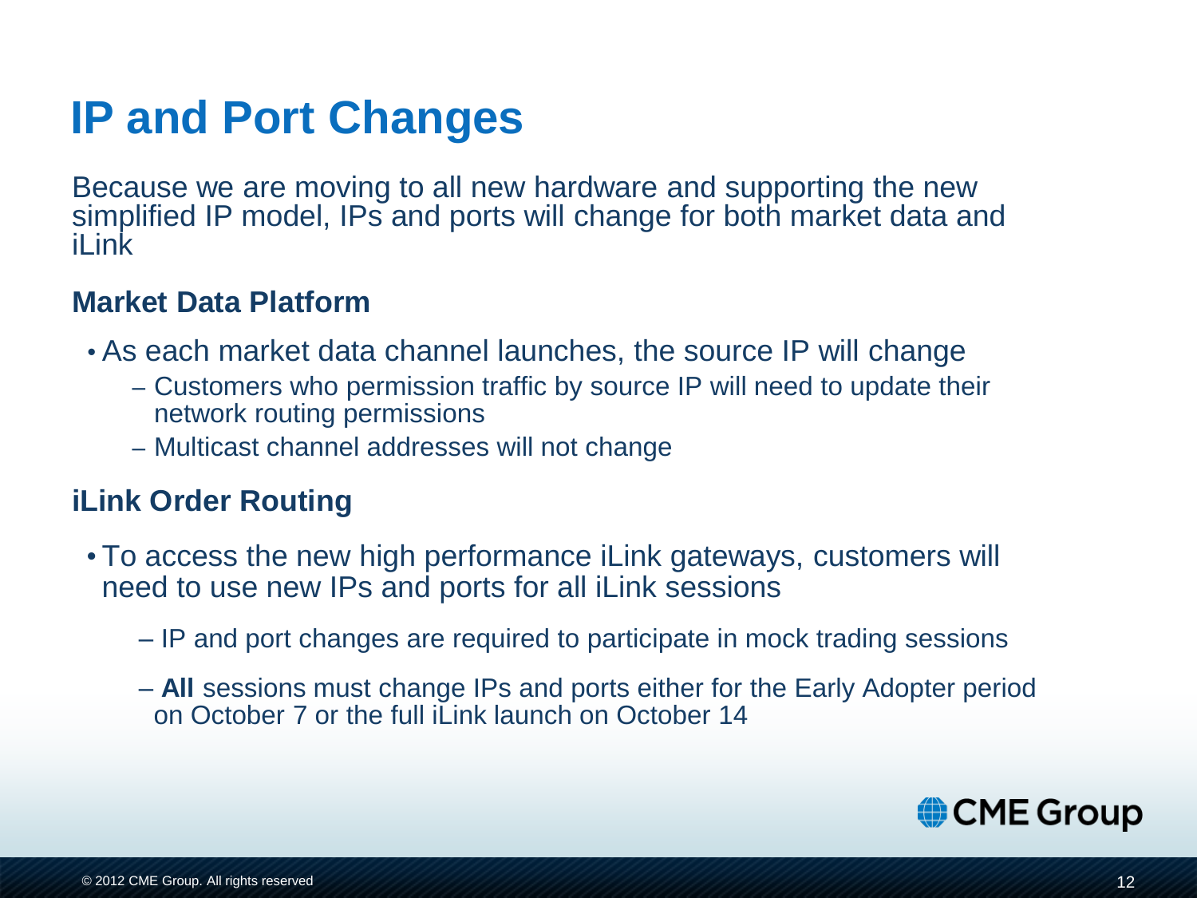# IP and Port Changes

Because we are moving to all new hardware and supporting the new simplified IP model, IPs and ports will change for both market data and iLink

### Market Data Platform

- As each market data channel launches, the source IP will change
  - Customers who permission traffic by source IP will need to update their network routing permissions
  - Multicast channel addresses will not change

### iLink Order Routing

- To access the new high performance iLink gateways, customers will need to use new IPs and ports for all iLink sessions
  - IP and port changes are required to participate in mock trading sessions
  - **All** sessions must change IPs and ports either for the Early Adopter period on October 7 or the full iLink launch on October 14

CME Group

© 2012 CME Group. All rights reserved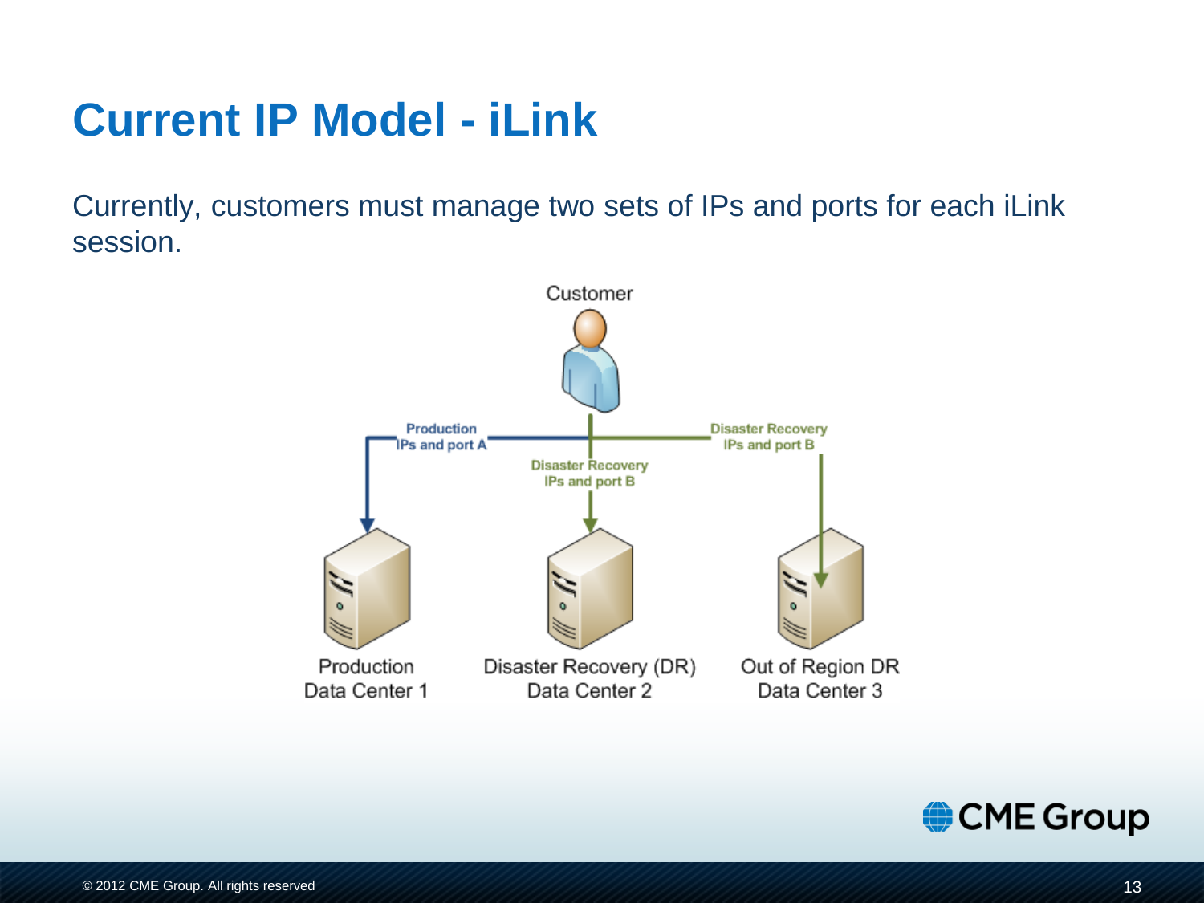# Current IP Model - iLink

Currently, customers must manage two sets of IPs and ports for each iLink session.

Customer

Production IPs and port A

Disaster Recovery IPs and port B

Disaster Recovery IPs and port B

Production Data Center 1

Disaster Recovery (DR) Data Center 2

Out of Region DR Data Center 3

© 2012 CME Group. All rights reserved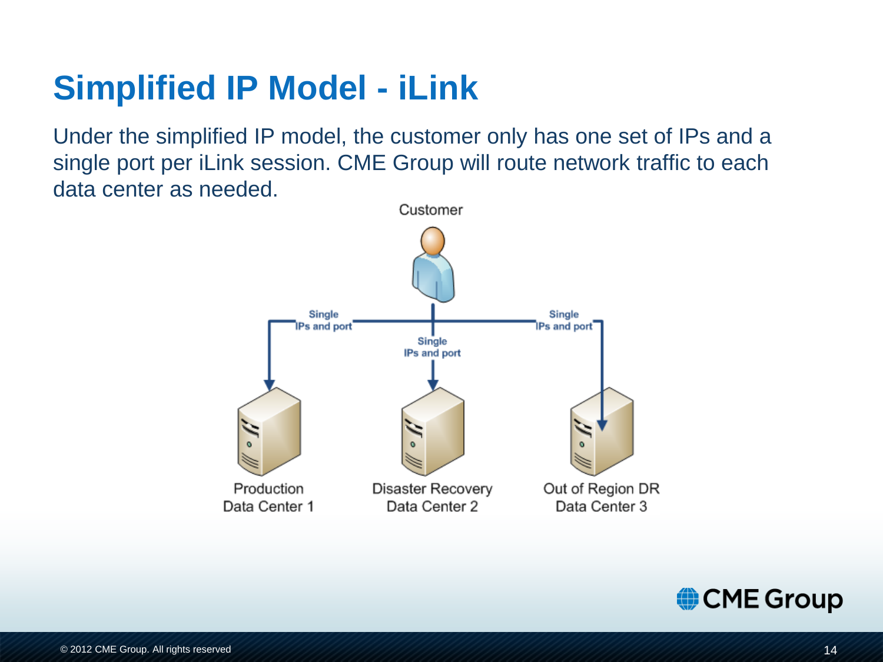# Simplified IP Model - iLink

Under the simplified IP model, the customer only has one set of IPs and a single port per iLink session. CME Group will route network traffic to each data center as needed.

Customer

Single IPs and port

Single IPs and port

Single IPs and port

Production Data Center 1

Disaster Recovery Data Center 2

Out of Region DR Data Center 3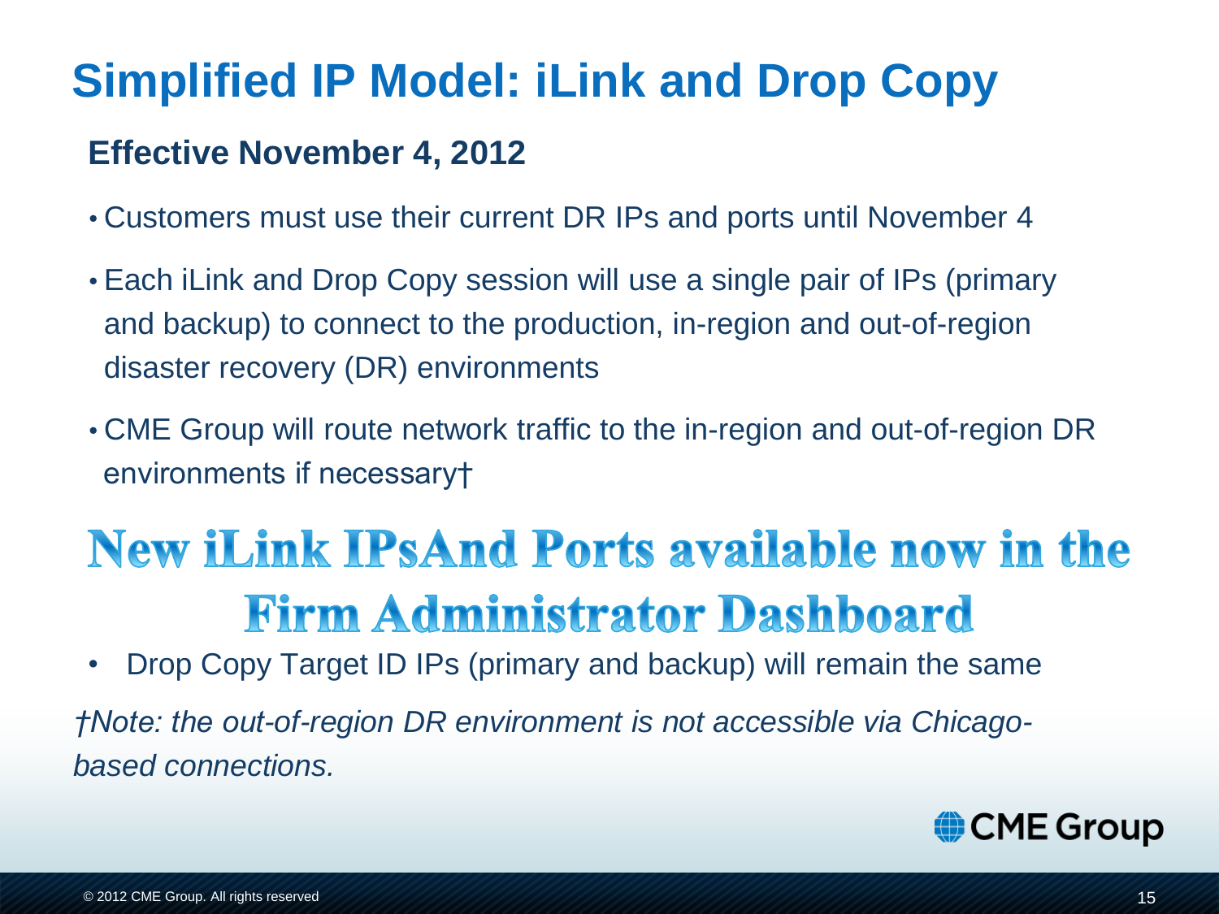# Simplified IP Model: iLink and Drop Copy

## Effective November 4, 2012

- Customers must use their current DR IPs and ports until November 4
- Each iLink and Drop Copy session will use a single pair of IPs (primary and backup) to connect to the production, in-region and out-of-region disaster recovery (DR) environments
- CME Group will route network traffic to the in-region and out-of-region DR environments if necessary†

## New iLink IPsAnd Ports available now in the Firm Administrator Dashboard

- Drop Copy Target ID IPs (primary and backup) will remain the same

*†Note: the out-of-region DR environment is not accessible via Chicago-based connections.*

CME Group

© 2012 CME Group. All rights reserved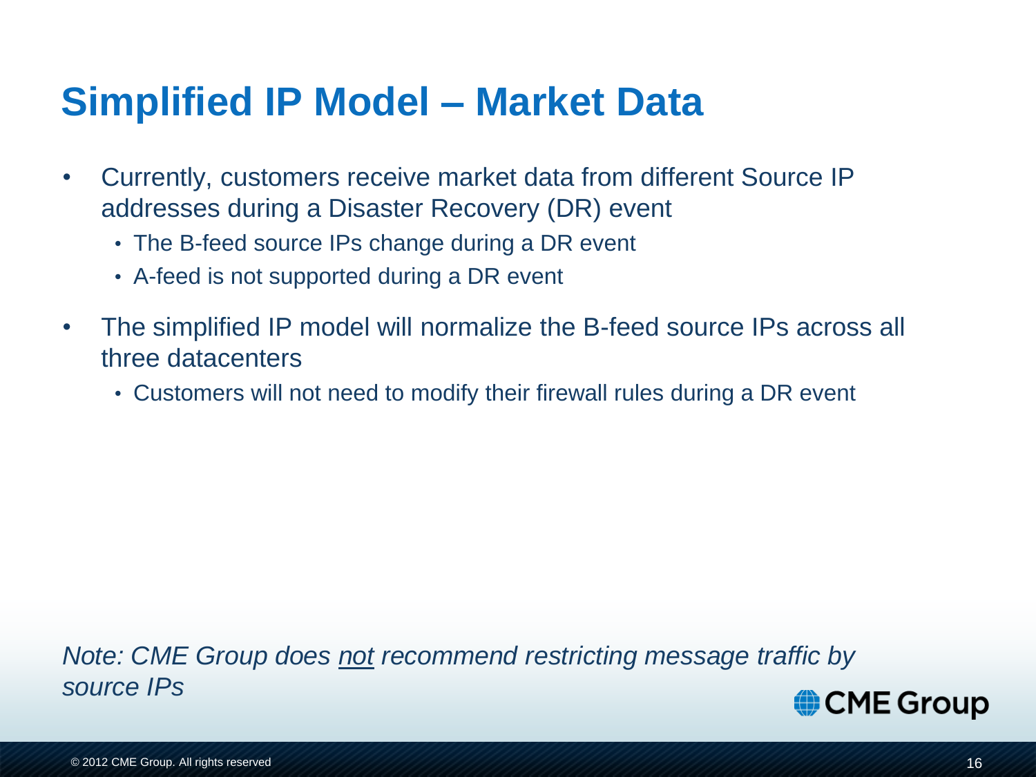# Simplified IP Model – Market Data

- Currently, customers receive market data from different Source IP addresses during a Disaster Recovery (DR) event
  - The B-feed source IPs change during a DR event
  - A-feed is not supported during a DR event
- The simplified IP model will normalize the B-feed source IPs across all three datacenters
  - Customers will not need to modify their firewall rules during a DR event

*Note: CME Group does <u>not</u> recommend restricting message traffic by source IPs*

© 2012 CME Group. All rights reserved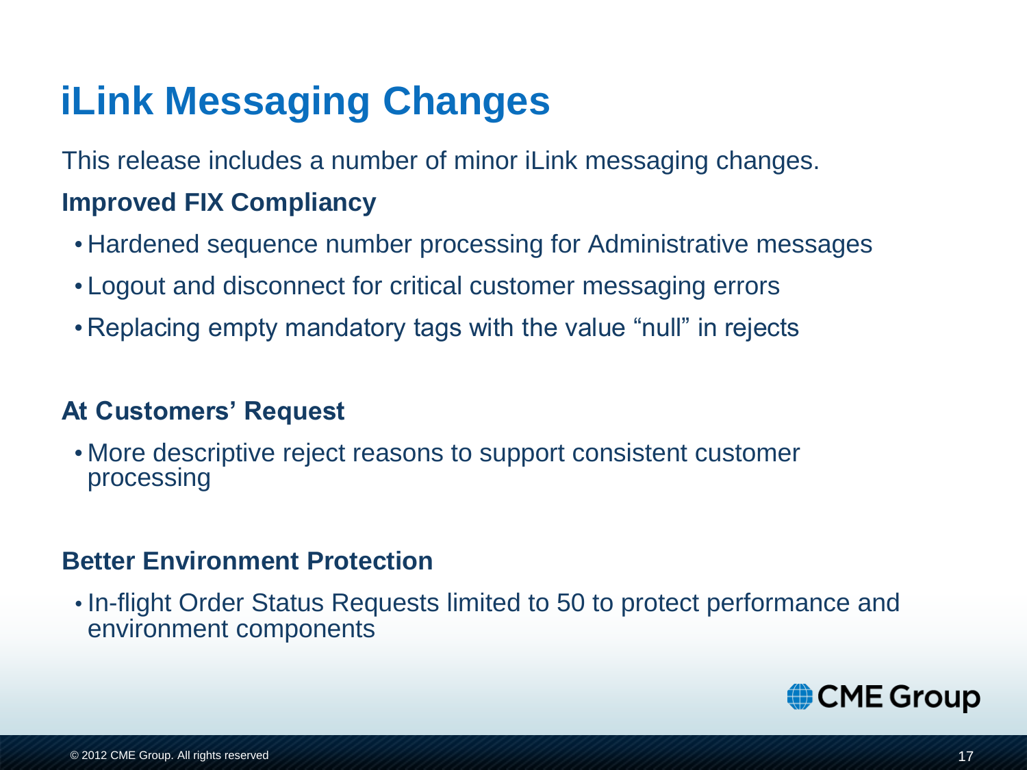# iLink Messaging Changes

This release includes a number of minor iLink messaging changes.

### Improved FIX Compliancy

- Hardened sequence number processing for Administrative messages
- Logout and disconnect for critical customer messaging errors
- Replacing empty mandatory tags with the value “null” in rejects

### At Customers’ Request

- More descriptive reject reasons to support consistent customer processing

### Better Environment Protection

- In-flight Order Status Requests limited to 50 to protect performance and environment components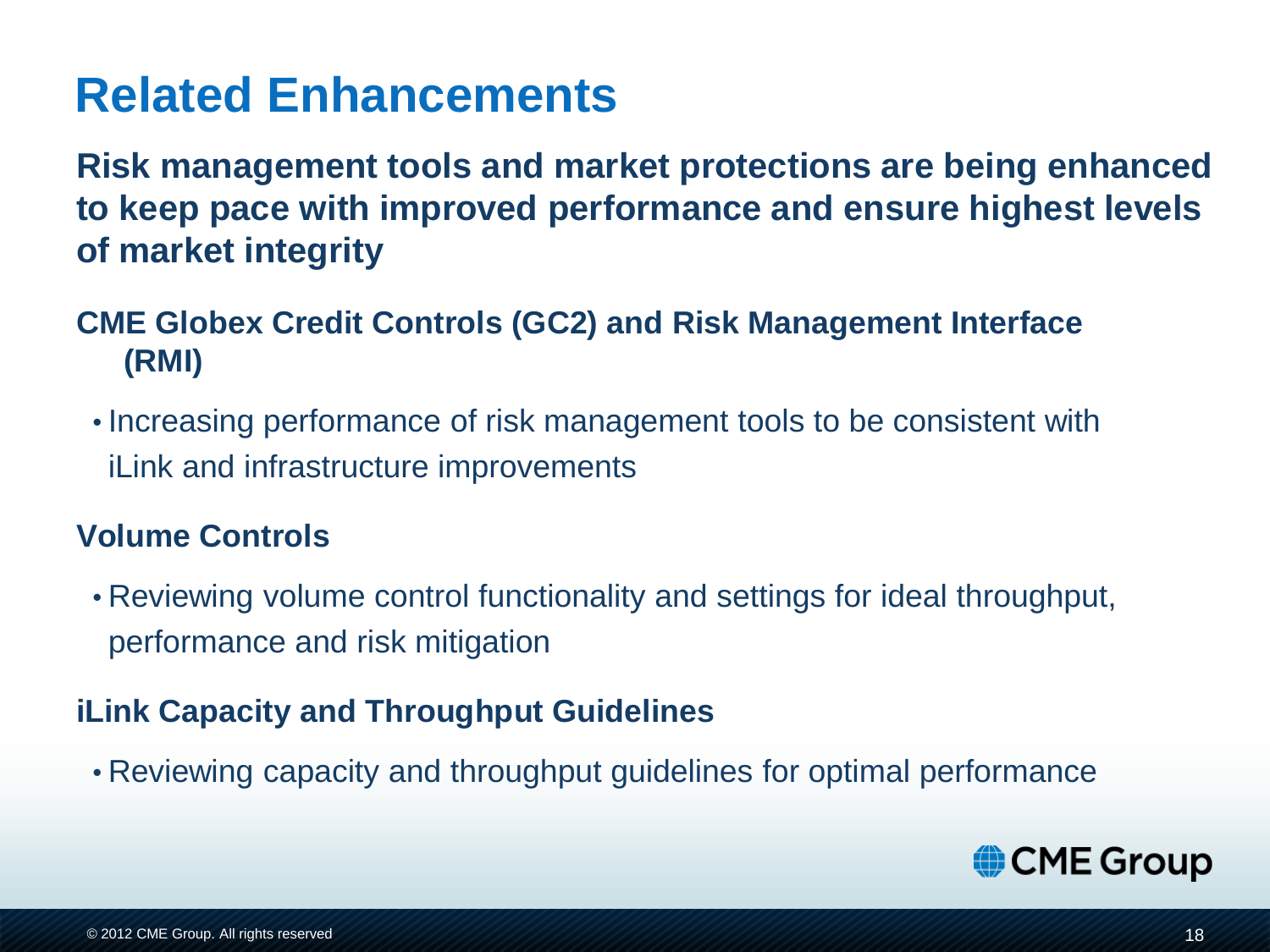# Related Enhancements

**Risk management tools and market protections are being enhanced to keep pace with improved performance and ensure highest levels of market integrity**

**CME Globex Credit Controls (GC2) and Risk Management Interface (RMI)**

- Increasing performance of risk management tools to be consistent with iLink and infrastructure improvements

**Volume Controls**

- Reviewing volume control functionality and settings for ideal throughput, performance and risk mitigation

**iLink Capacity and Throughput Guidelines**

- Reviewing capacity and throughput guidelines for optimal performance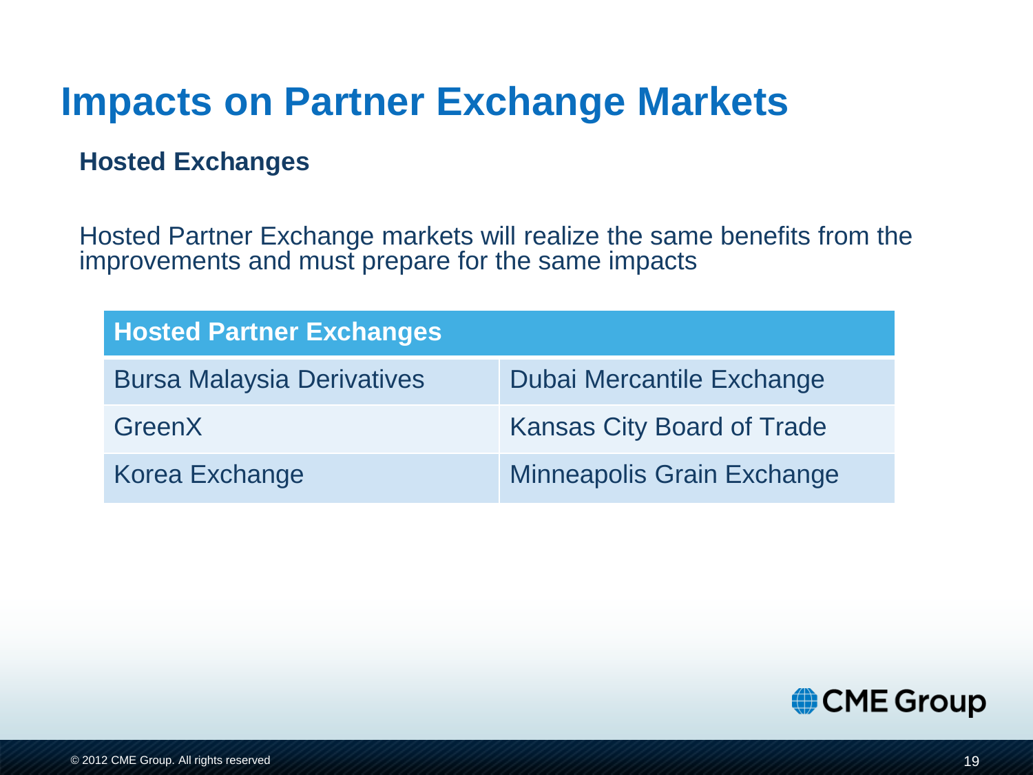# Impacts on Partner Exchange Markets

**Hosted Exchanges**

Hosted Partner Exchange markets will realize the same benefits from the improvements and must prepare for the same impacts

| Hosted Partner Exchanges | |
|---|---|
| Bursa Malaysia Derivatives | Dubai Mercantile Exchange |
| GreenX | Kansas City Board of Trade |
| Korea Exchange | Minneapolis Grain Exchange |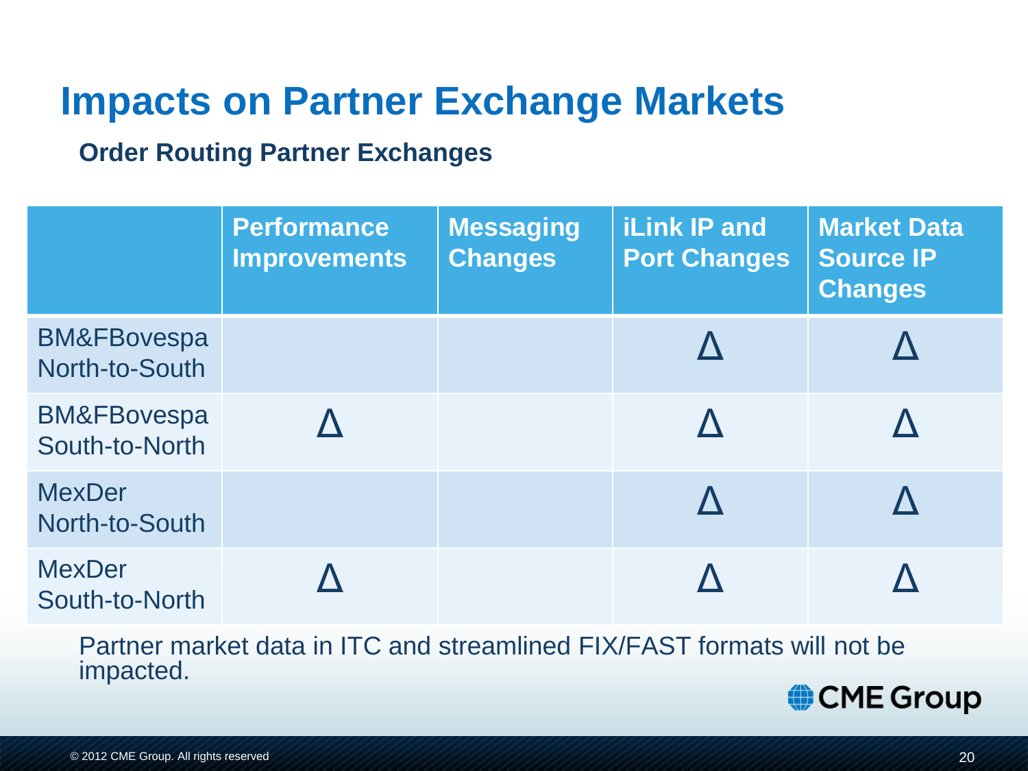# Impacts on Partner Exchange Markets

**Order Routing Partner Exchanges**

| | Performance Improvements | Messaging Changes | iLink IP and Port Changes | Market Data Source IP Changes |
|---|---|---|---|---|
| BM&FBovespa North-to-South | | | Δ | Δ |
| BM&FBovespa South-to-North | Δ | | Δ | Δ |
| MexDer North-to-South | | | Δ | Δ |
| MexDer South-to-North | Δ | | Δ | Δ |

Partner market data in ITC and streamlined FIX/FAST formats will not be impacted.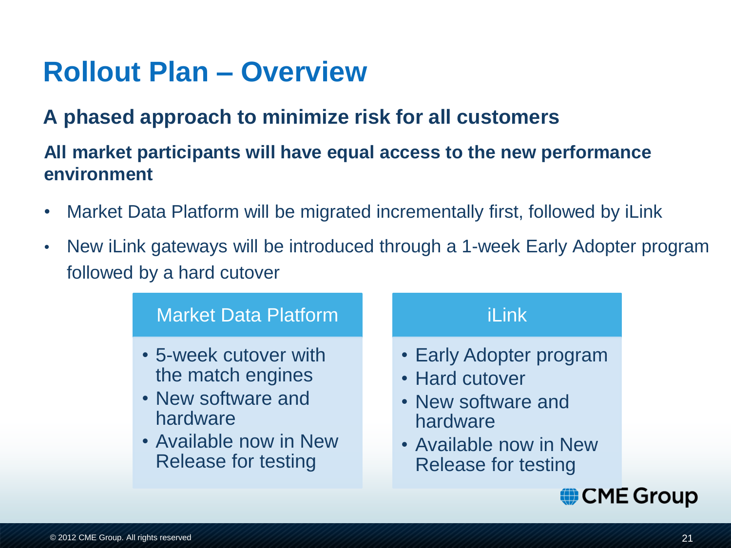# Rollout Plan – Overview

## A phased approach to minimize risk for all customers

**All market participants will have equal access to the new performance environment**

- Market Data Platform will be migrated incrementally first, followed by iLink
- New iLink gateways will be introduced through a 1-week Early Adopter program followed by a hard cutover

### Market Data Platform

- 5-week cutover with the match engines
- New software and hardware
- Available now in New Release for testing

### iLink

- Early Adopter program
- Hard cutover
- New software and hardware
- Available now in New Release for testing

© 2012 CME Group. All rights reserved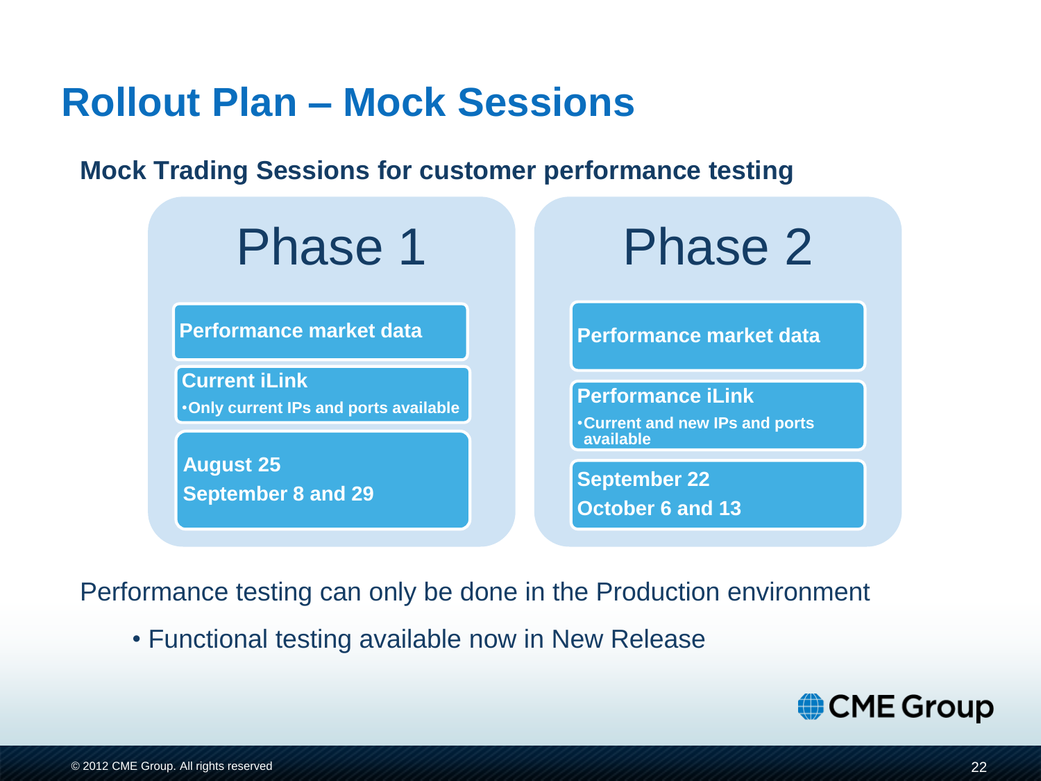# Rollout Plan – Mock Sessions

**Mock Trading Sessions for customer performance testing**

## Phase 1

**Performance market data**

**Current iLink**
- **Only current IPs and ports available**

**August 25**
**September 8 and 29**

## Phase 2

**Performance market data**

**Performance iLink**
- **Current and new IPs and ports available**

**September 22**
**October 6 and 13**

Performance testing can only be done in the Production environment

- Functional testing available now in New Release

© 2012 CME Group. All rights reserved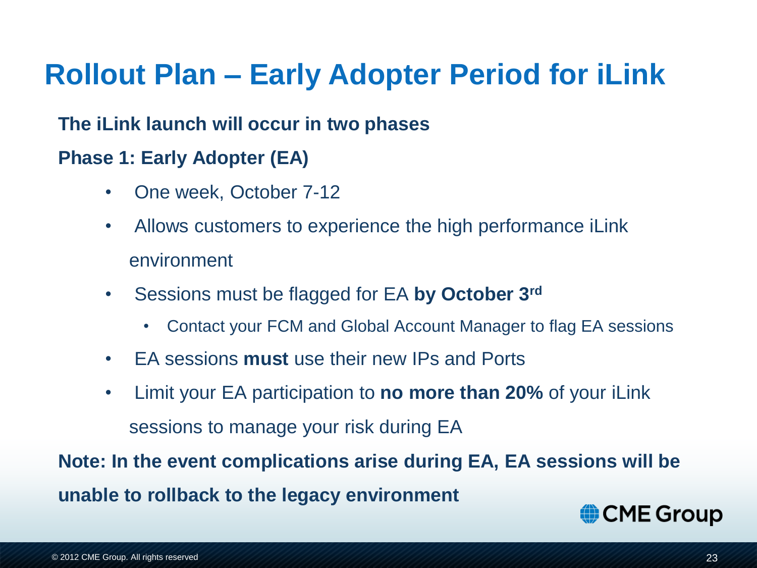# Rollout Plan – Early Adopter Period for iLink

**The iLink launch will occur in two phases**

**Phase 1: Early Adopter (EA)**

- One week, October 7-12
- Allows customers to experience the high performance iLink environment
- Sessions must be flagged for EA **by October 3rd**
  - Contact your FCM and Global Account Manager to flag EA sessions
- EA sessions **must** use their new IPs and Ports
- Limit your EA participation to **no more than 20%** of your iLink sessions to manage your risk during EA

**Note: In the event complications arise during EA, EA sessions will be unable to rollback to the legacy environment**

CME Group

© 2012 CME Group. All rights reserved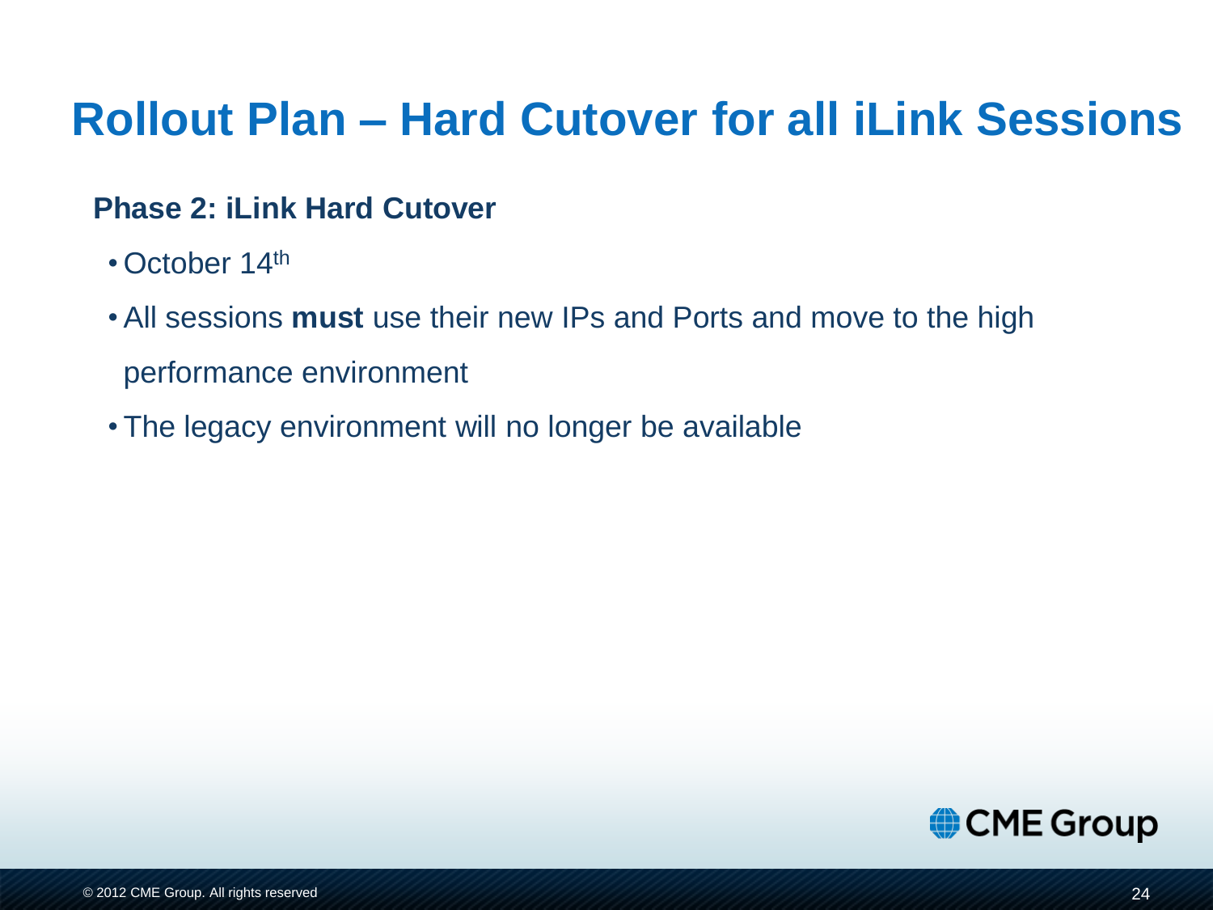# Rollout Plan – Hard Cutover for all iLink Sessions

### Phase 2: iLink Hard Cutover

- October 14th
- All sessions **must** use their new IPs and Ports and move to the high performance environment
- The legacy environment will no longer be available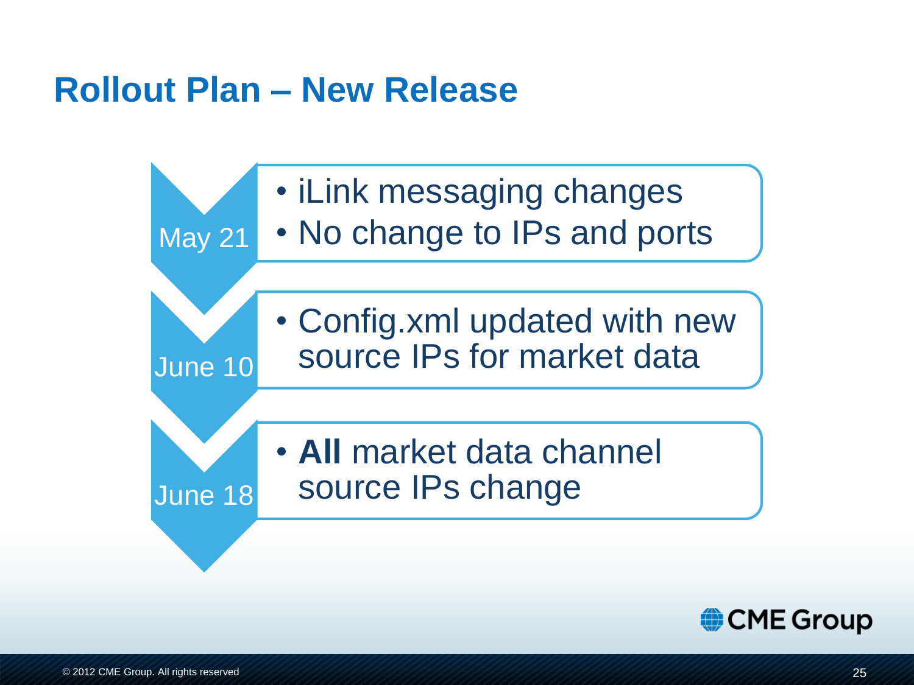# Rollout Plan – New Release

**May 21**

- iLink messaging changes
- No change to IPs and ports

**June 10**

- Config.xml updated with new source IPs for market data

**June 18**

- **All** market data channel source IPs change

© 2012 CME Group. All rights reserved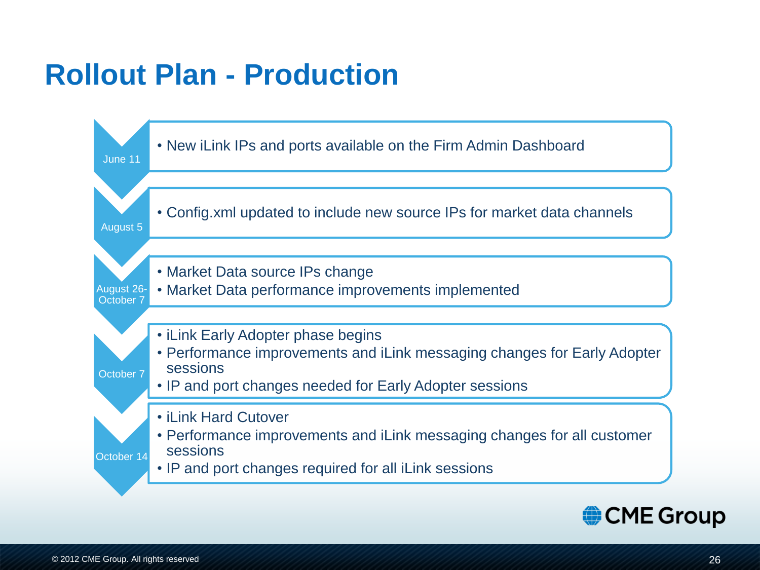# Rollout Plan - Production

**June 11**

- New iLink IPs and ports available on the Firm Admin Dashboard

**August 5**

- Config.xml updated to include new source IPs for market data channels

**August 26- October 7**

- Market Data source IPs change
- Market Data performance improvements implemented

**October 7**

- iLink Early Adopter phase begins
- Performance improvements and iLink messaging changes for Early Adopter sessions
- IP and port changes needed for Early Adopter sessions

**October 14**

- iLink Hard Cutover
- Performance improvements and iLink messaging changes for all customer sessions
- IP and port changes required for all iLink sessions

CME Group

© 2012 CME Group. All rights reserved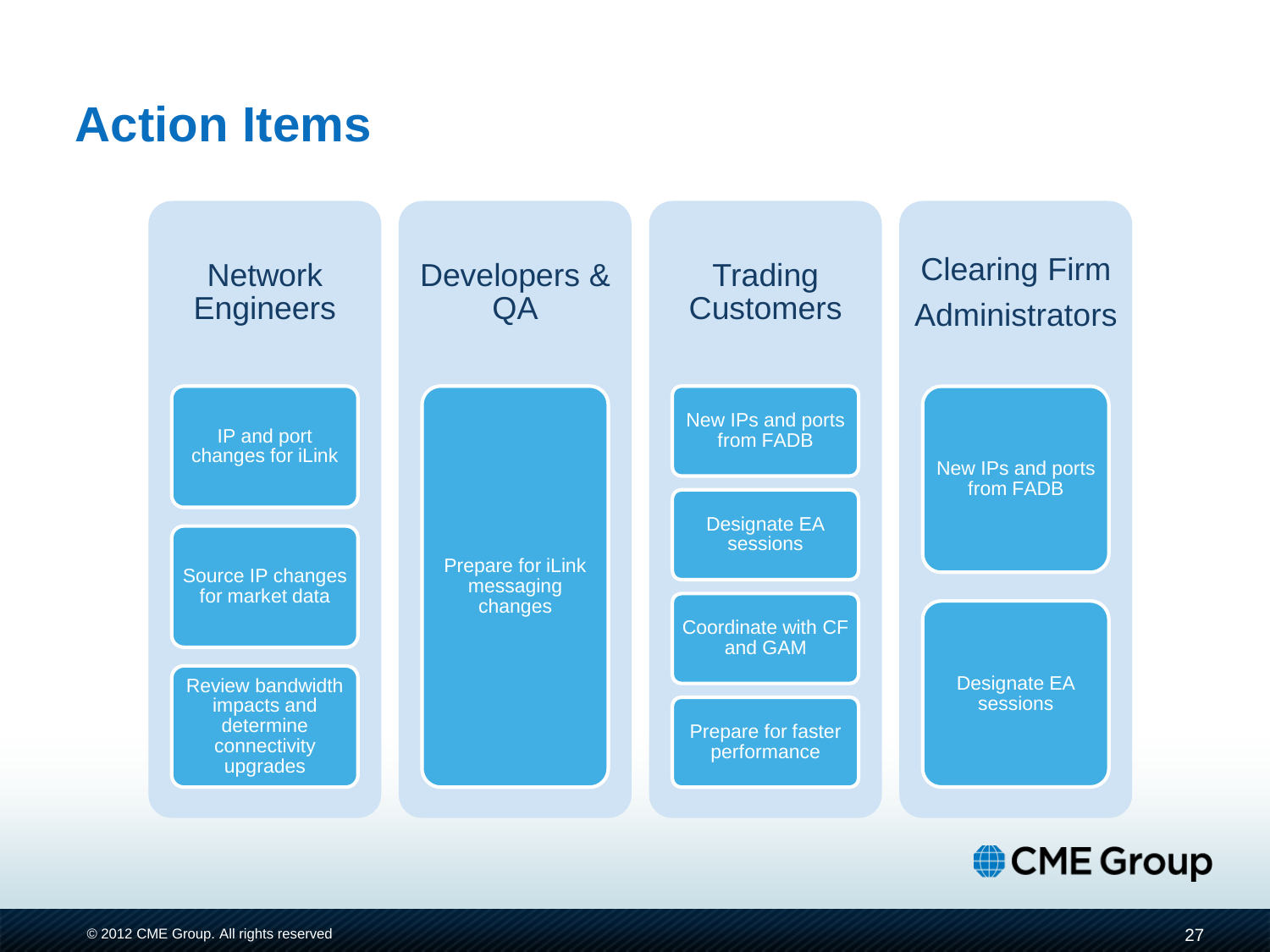# Action Items

## Network Engineers

- IP and port changes for iLink
- Source IP changes for market data
- Review bandwidth impacts and determine connectivity upgrades

## Developers & QA

- Prepare for iLink messaging changes

## Trading Customers

- New IPs and ports from FADB
- Designate EA sessions
- Coordinate with CF and GAM
- Prepare for faster performance

## Clearing Firm Administrators

- New IPs and ports from FADB
- Designate EA sessions

© 2012 CME Group. All rights reserved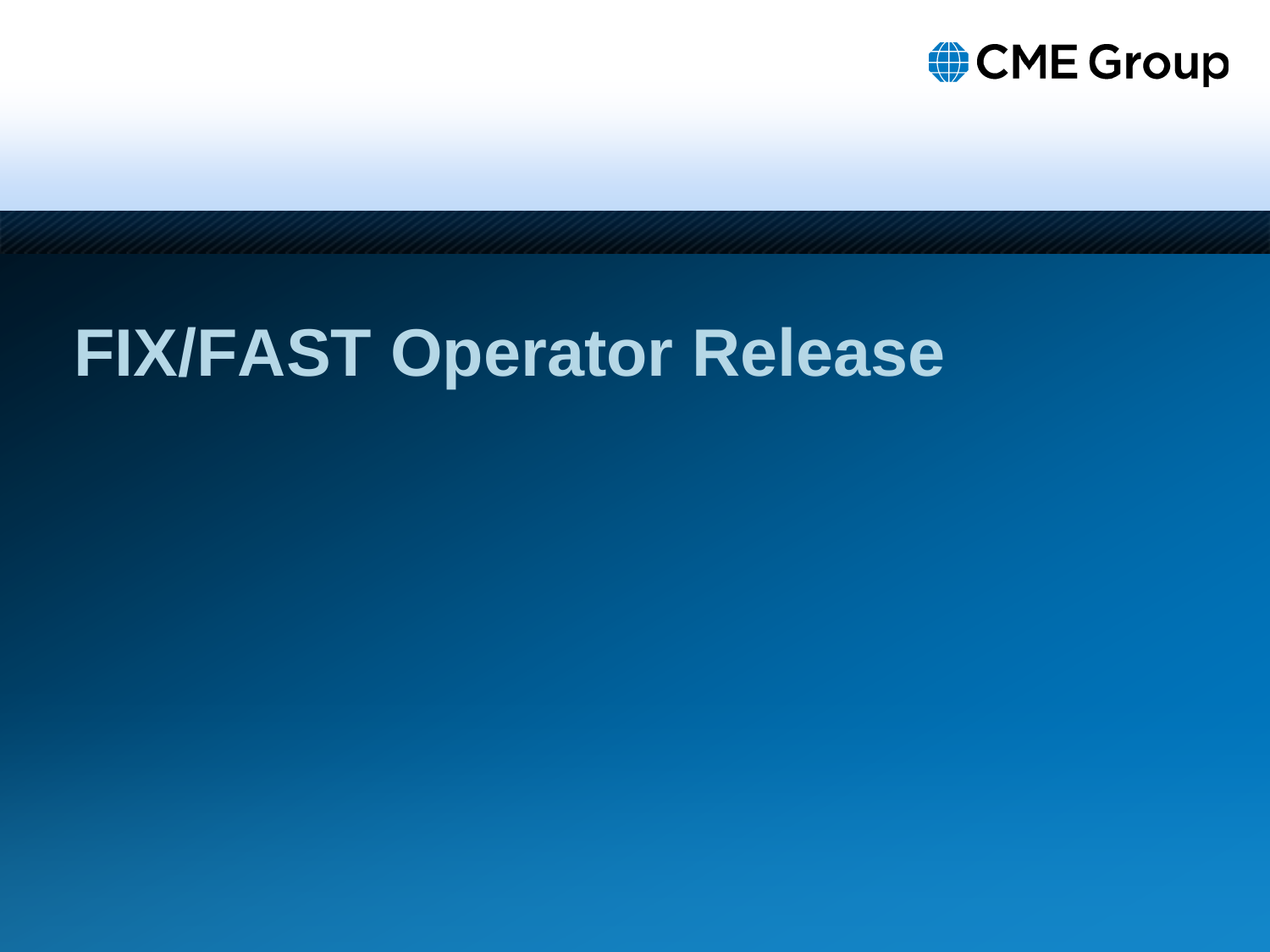# FIX/FAST Operator Release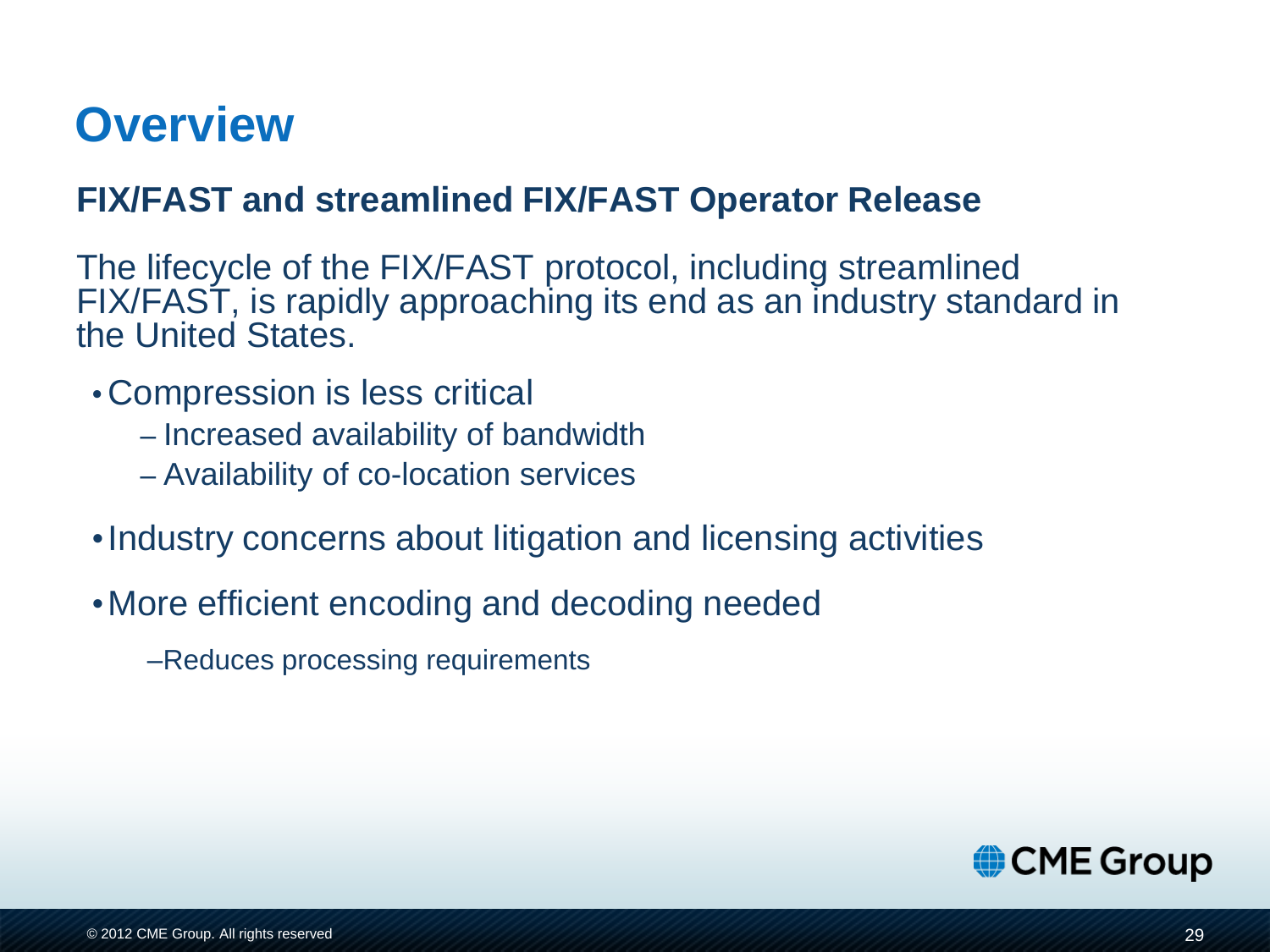# Overview

## FIX/FAST and streamlined FIX/FAST Operator Release

The lifecycle of the FIX/FAST protocol, including streamlined FIX/FAST, is rapidly approaching its end as an industry standard in the United States.

- Compression is less critical
  - Increased availability of bandwidth
  - Availability of co-location services
- Industry concerns about litigation and licensing activities
- More efficient encoding and decoding needed
  - Reduces processing requirements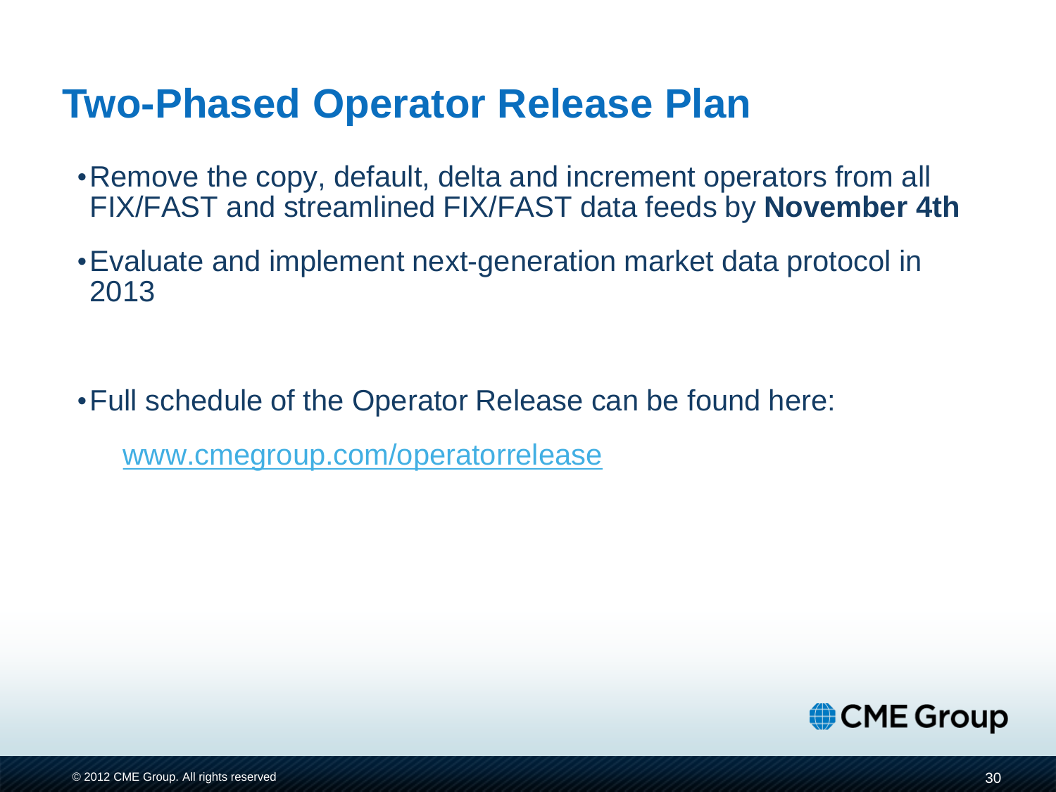# Two-Phased Operator Release Plan

- Remove the copy, default, delta and increment operators from all FIX/FAST and streamlined FIX/FAST data feeds by **November 4th**
- Evaluate and implement next-generation market data protocol in 2013

- Full schedule of the Operator Release can be found here:

  www.cmegroup.com/operatorrelease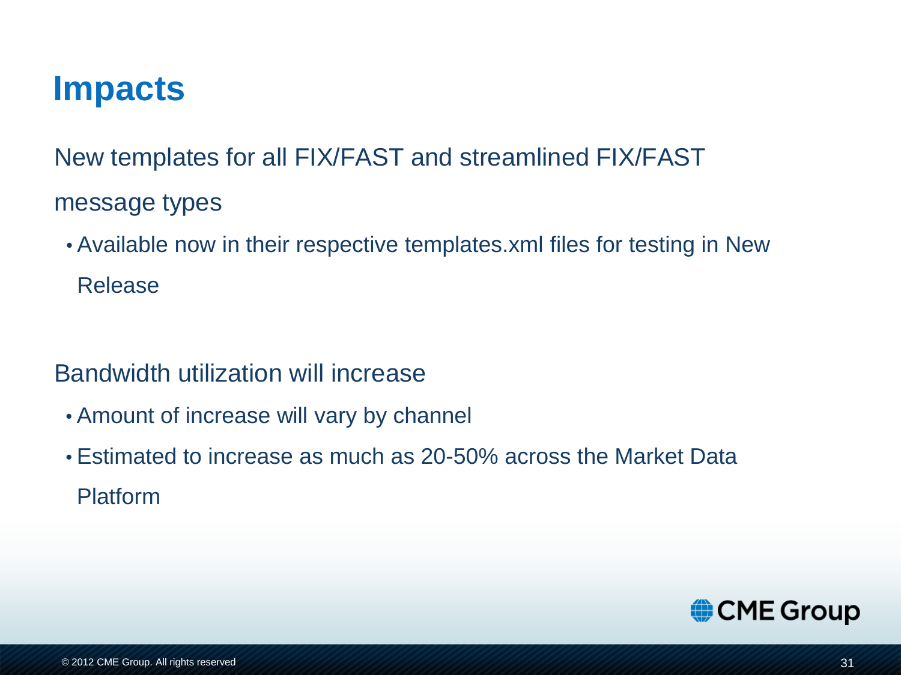# Impacts

New templates for all FIX/FAST and streamlined FIX/FAST message types

- Available now in their respective templates.xml files for testing in New Release

Bandwidth utilization will increase

- Amount of increase will vary by channel
- Estimated to increase as much as 20-50% across the Market Data Platform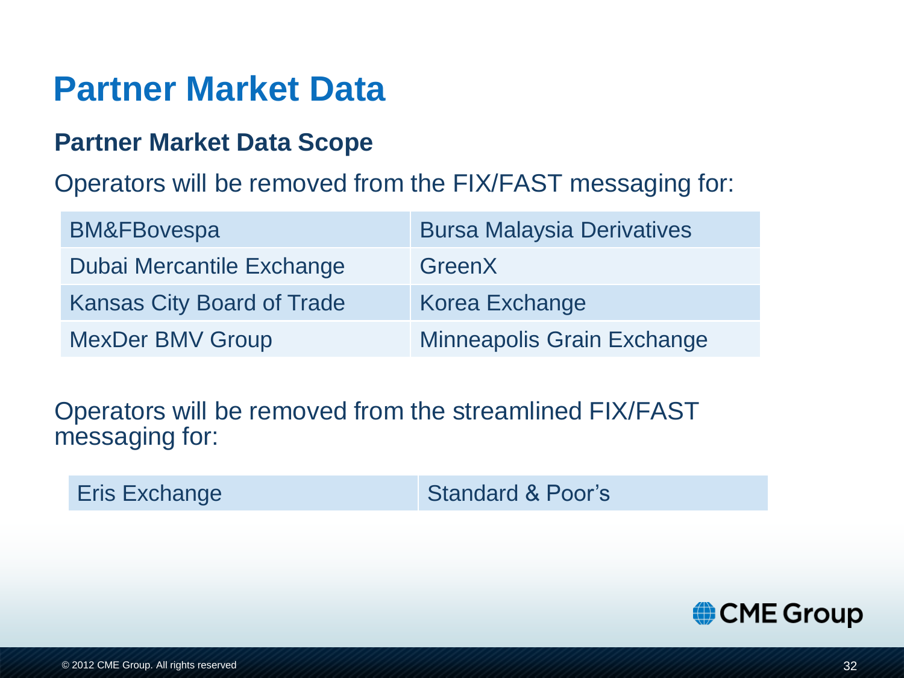# Partner Market Data

## Partner Market Data Scope

Operators will be removed from the FIX/FAST messaging for:

| | |
|---|---|
| BM&FBovespa | Bursa Malaysia Derivatives |
| Dubai Mercantile Exchange | GreenX |
| Kansas City Board of Trade | Korea Exchange |
| MexDer BMV Group | Minneapolis Grain Exchange |

Operators will be removed from the streamlined FIX/FAST messaging for:

| | |
|---|---|
| Eris Exchange | Standard & Poor's |

© 2012 CME Group. All rights reserved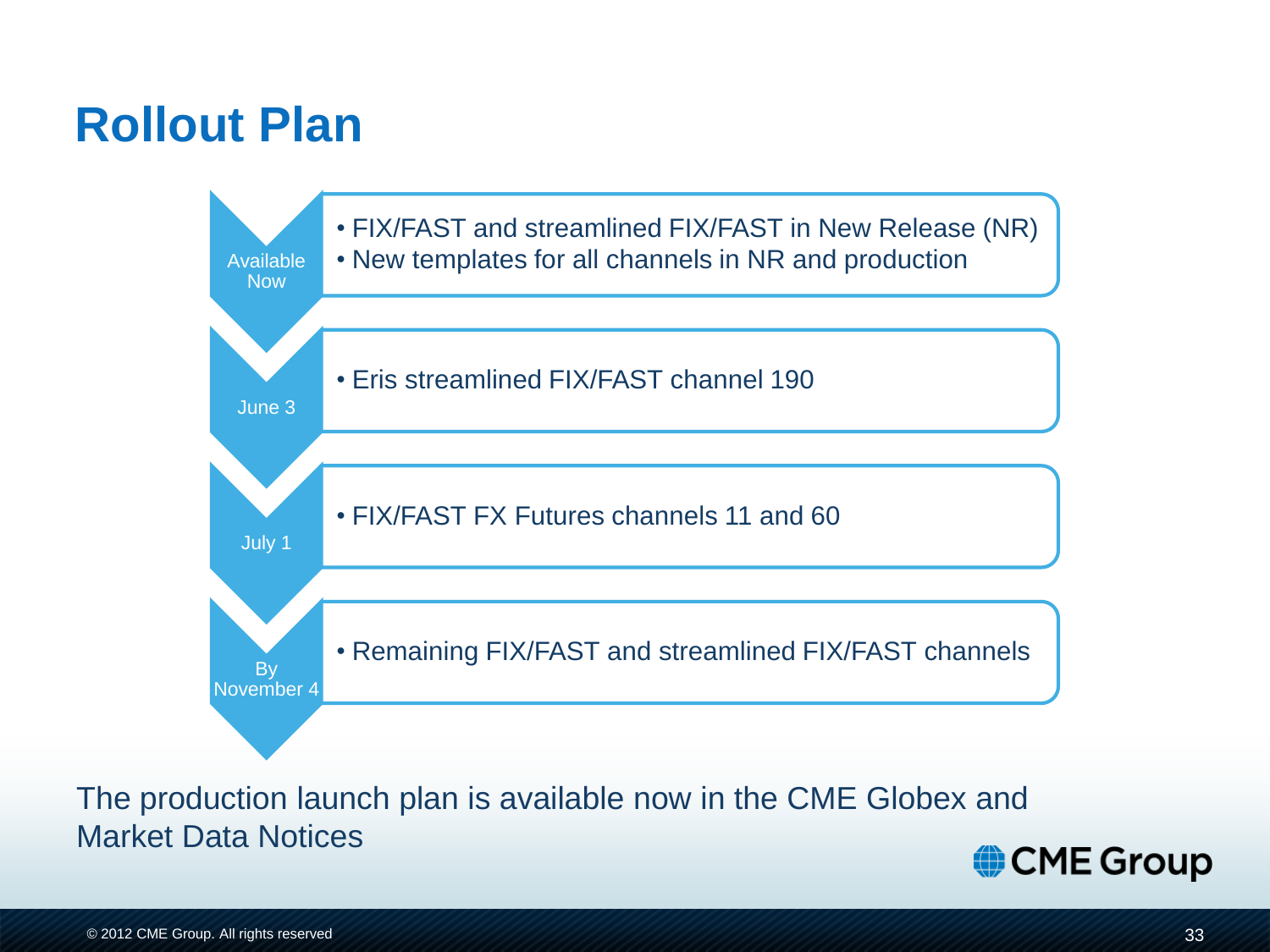# Rollout Plan

**Available Now**

- FIX/FAST and streamlined FIX/FAST in New Release (NR)
- New templates for all channels in NR and production

**June 3**

- Eris streamlined FIX/FAST channel 190

**July 1**

- FIX/FAST FX Futures channels 11 and 60

**By November 4**

- Remaining FIX/FAST and streamlined FIX/FAST channels

The production launch plan is available now in the CME Globex and Market Data Notices

© 2012 CME Group. All rights reserved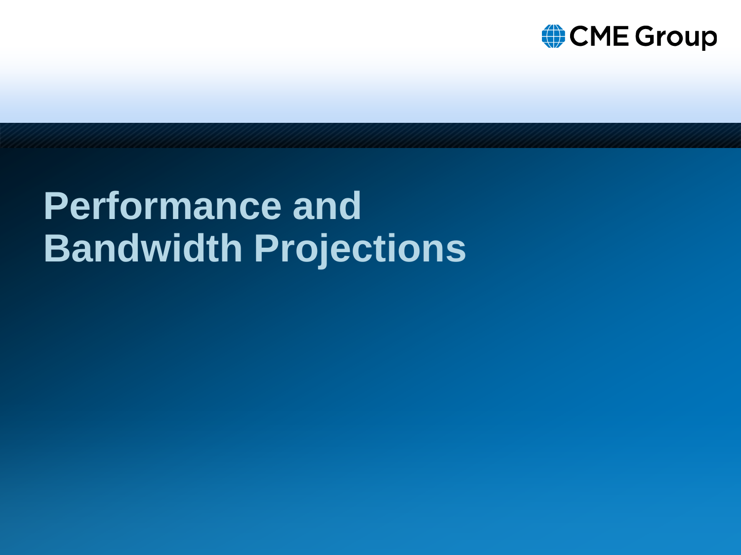# Performance and Bandwidth Projections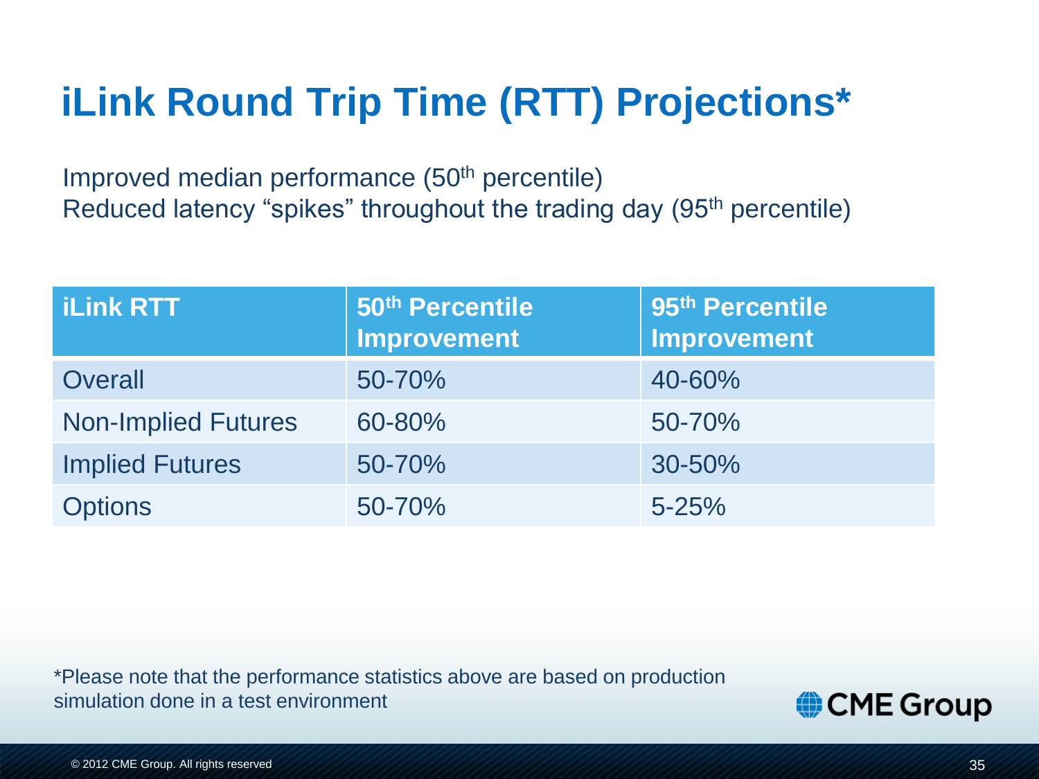# iLink Round Trip Time (RTT) Projections*

Improved median performance ($50^{th}$ percentile)
Reduced latency "spikes" throughout the trading day ($95^{th}$ percentile)

| iLink RTT | $50^{th}$ Percentile Improvement | $95^{th}$ Percentile Improvement |
|---|---|---|
| Overall | 50-70% | 40-60% |
| Non-Implied Futures | 60-80% | 50-70% |
| Implied Futures | 50-70% | 30-50% |
| Options | 50-70% | 5-25% |

*Please note that the performance statistics above are based on production simulation done in a test environment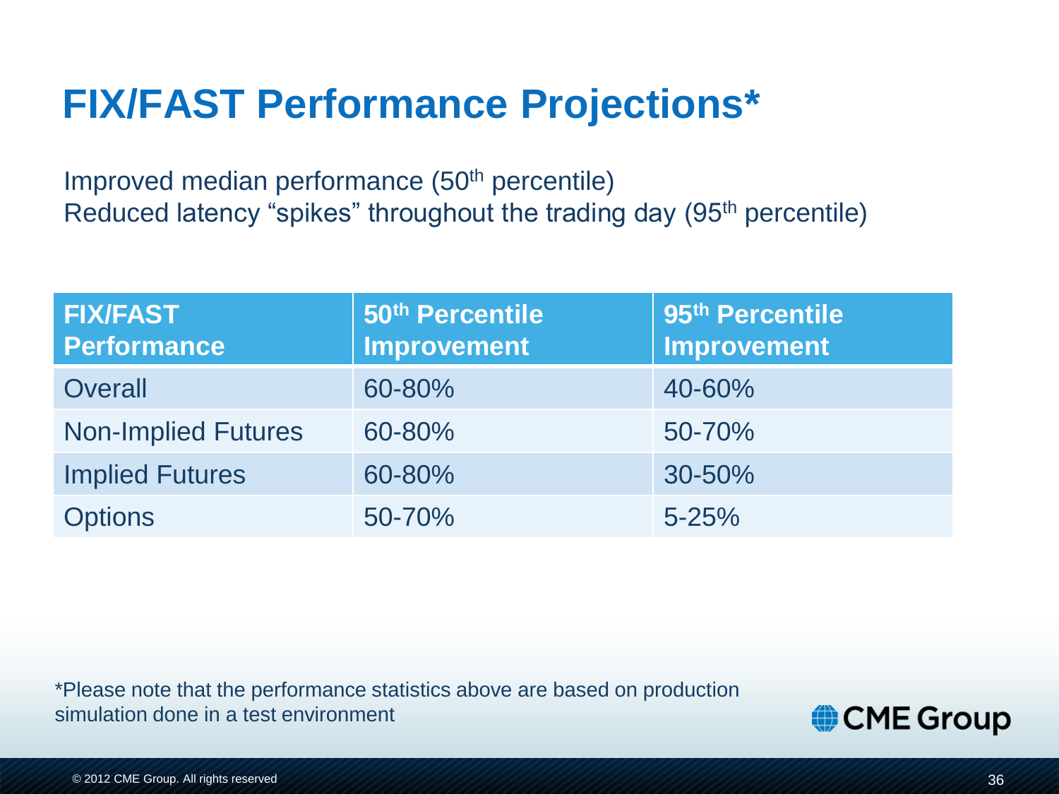# FIX/FAST Performance Projections*

Improved median performance (50th percentile)
Reduced latency "spikes" throughout the trading day (95th percentile)

| FIX/FAST Performance | 50th Percentile Improvement | 95th Percentile Improvement |
|---|---|---|
| Overall | 60-80% | 40-60% |
| Non-Implied Futures | 60-80% | 50-70% |
| Implied Futures | 60-80% | 30-50% |
| Options | 50-70% | 5-25% |

*Please note that the performance statistics above are based on production simulation done in a test environment

CME Group

© 2012 CME Group. All rights reserved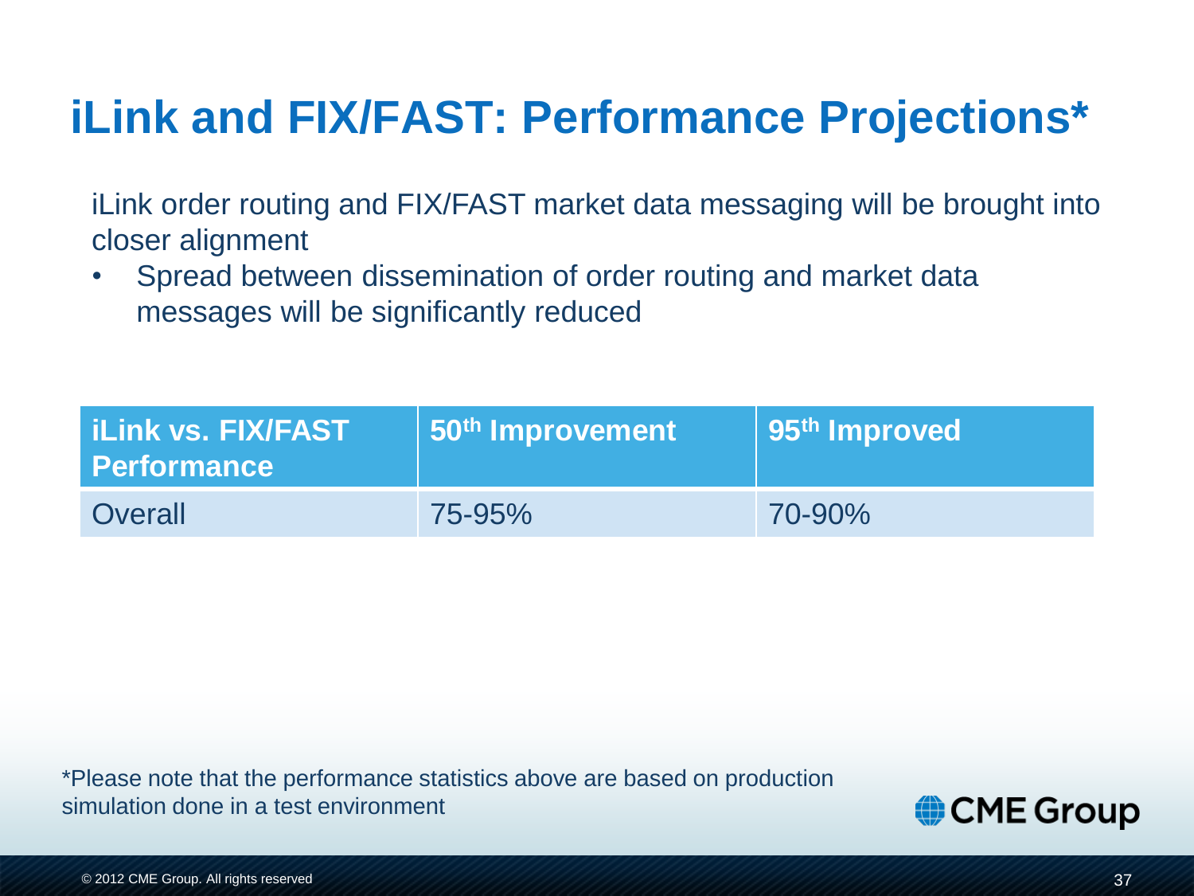# iLink and FIX/FAST: Performance Projections*

iLink order routing and FIX/FAST market data messaging will be brought into closer alignment

- Spread between dissemination of order routing and market data messages will be significantly reduced

| iLink vs. FIX/FAST Performance | 50th Improvement | 95th Improved |
|---|---|---|
| Overall | 75-95% | 70-90% |

*Please note that the performance statistics above are based on production simulation done in a test environment

CME Group

© 2012 CME Group. All rights reserved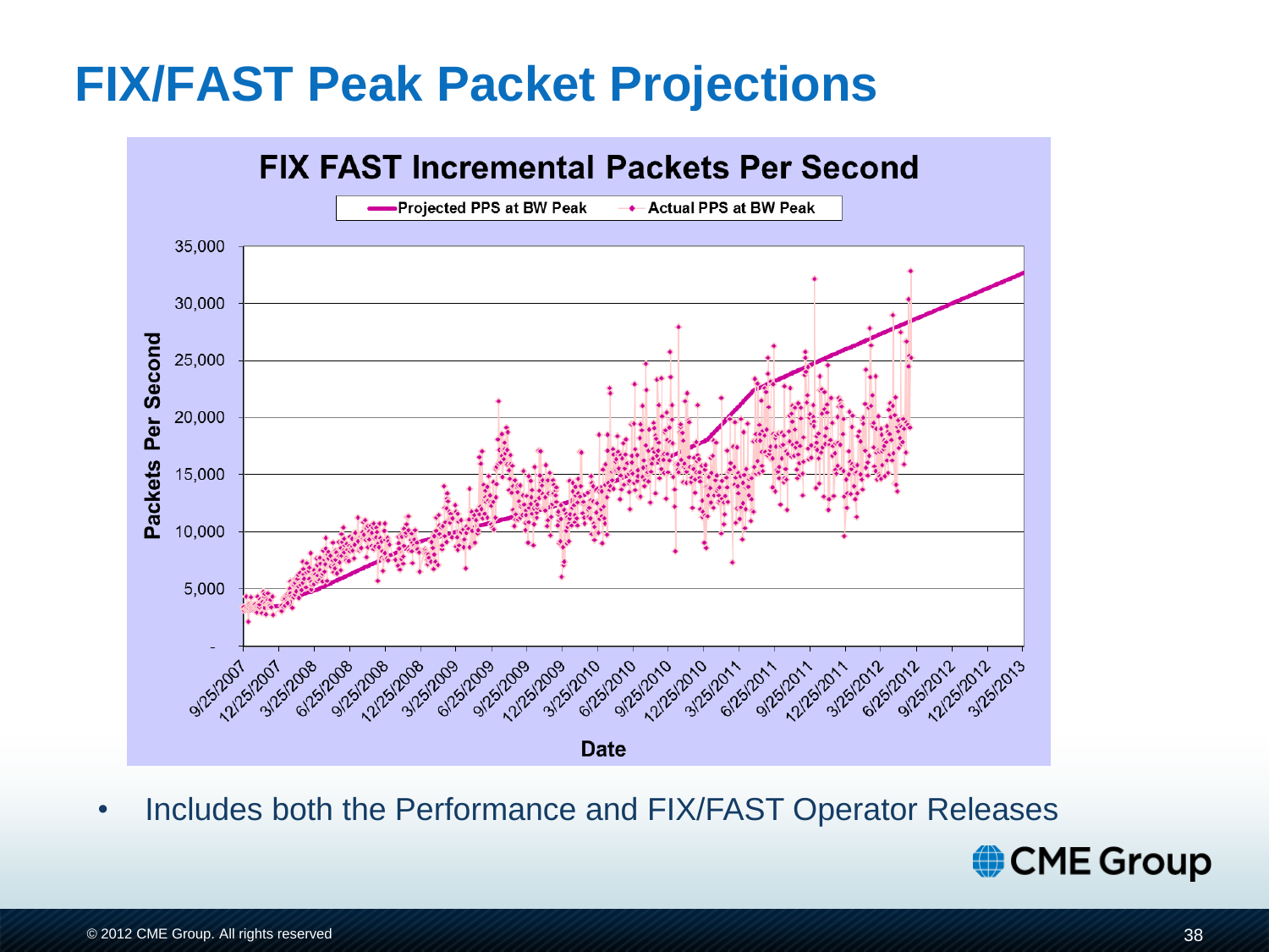# FIX/FAST Peak Packet Projections

FIX FAST Incremental Packets Per Second

Projected PPS at BW Peak

Actual PPS at BW Peak

Packets Per Second

35,000

30,000

25,000

20,000

15,000

10,000

5,000

-

9/25/2007
12/25/2007
3/25/2008
6/25/2008
9/25/2008
12/25/2008
3/25/2009
6/25/2009
9/25/2009
12/25/2009
3/25/2010
6/25/2010
9/25/2010
12/25/2010
3/25/2011
6/25/2011
9/25/2011
12/25/2011
3/25/2012
6/25/2012
9/25/2012
12/25/2012
3/25/2013

Date

- Includes both the Performance and FIX/FAST Operator Releases

CME Group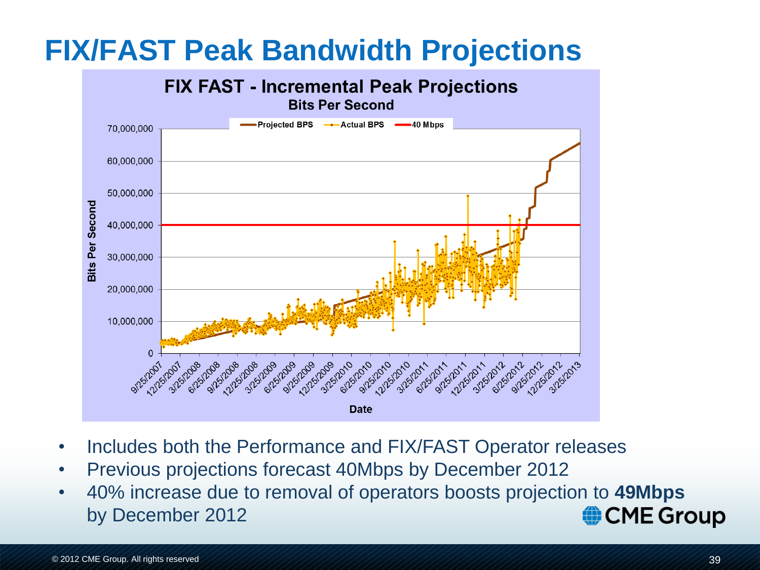# FIX/FAST Peak Bandwidth Projections

FIX FAST - Incremental Peak Projections

Bits Per Second

Projected BPS
Actual BPS
40 Mbps

70,000,000
60,000,000
50,000,000
40,000,000
30,000,000
20,000,000
10,000,000
0

Bits Per Second

9/25/2007
12/25/2007
3/25/2008
6/25/2008
9/25/2008
12/25/2008
3/25/2009
6/25/2009
9/25/2009
12/25/2009
3/25/2010
6/25/2010
9/25/2010
12/25/2010
3/25/2011
6/25/2011
9/25/2011
12/25/2011
3/25/2012
6/25/2012
9/25/2012
12/25/2012
3/25/2013

Date

- Includes both the Performance and FIX/FAST Operator releases
- Previous projections forecast 40Mbps by December 2012
- 40% increase due to removal of operators boosts projection to **49Mbps** by December 2012

CME Group

© 2012 CME Group. All rights reserved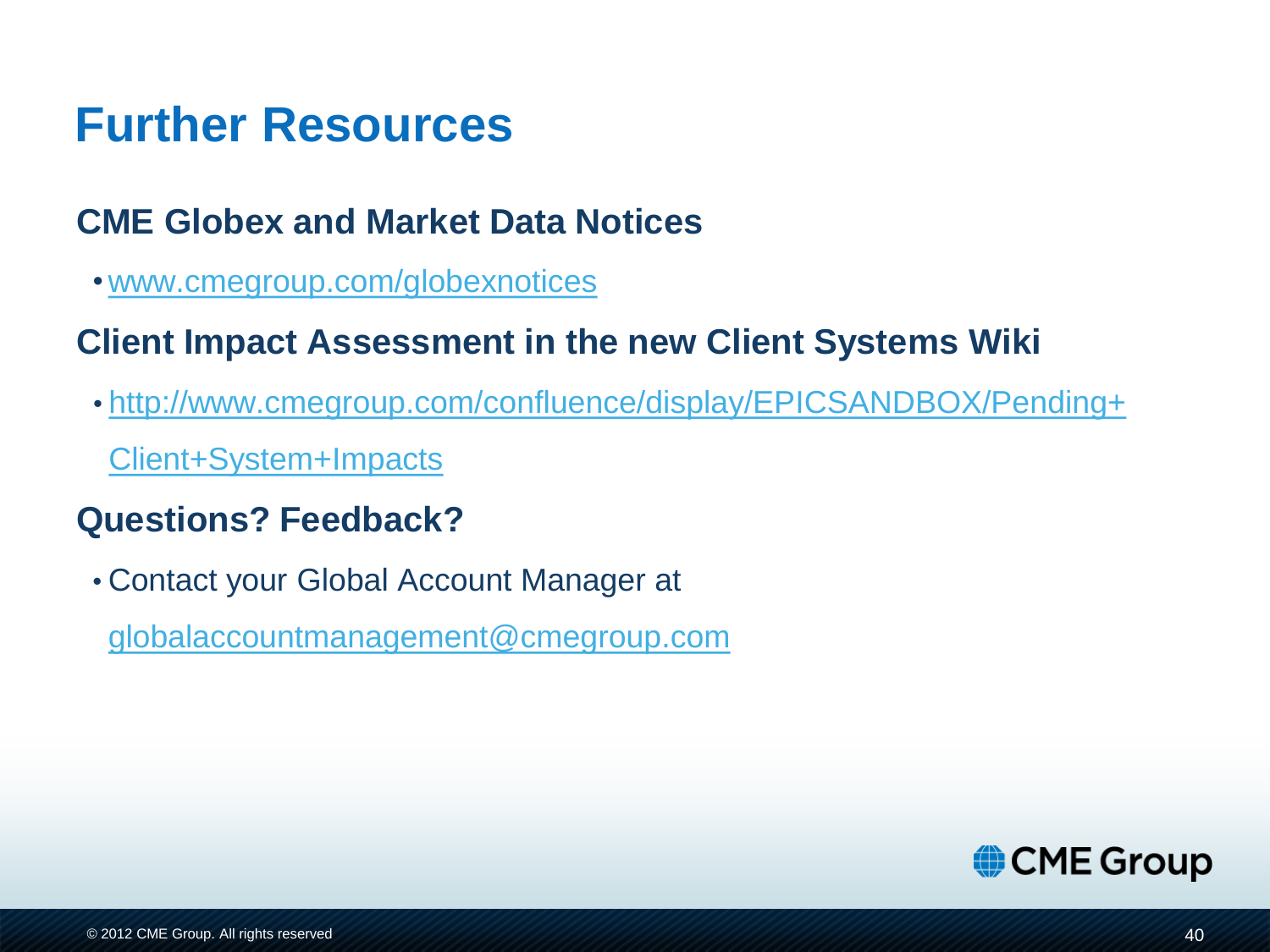# Further Resources

## CME Globex and Market Data Notices

- www.cmegroup.com/globexnotices

## Client Impact Assessment in the new Client Systems Wiki

- http://www.cmegroup.com/confluence/display/EPICSANDBOX/Pending+Client+System+Impacts

## Questions? Feedback?

- Contact your Global Account Manager at globalaccountmanagement@cmegroup.com